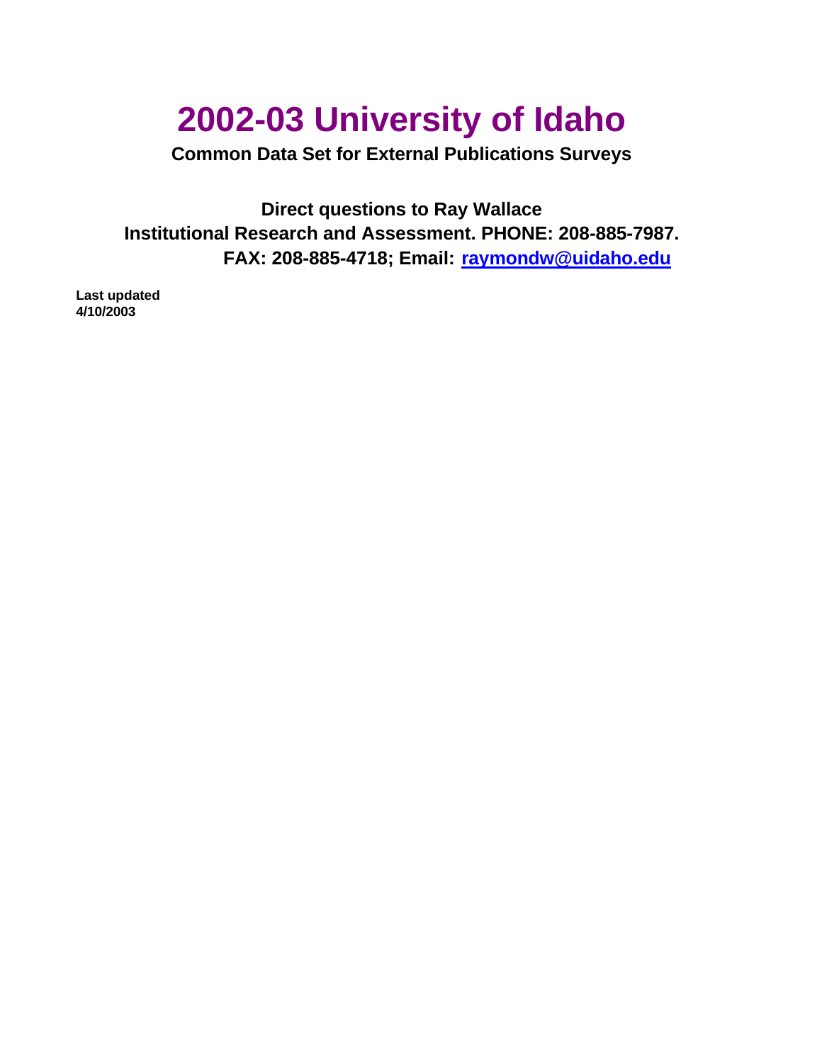# 2002-03 University of Idaho

**Common Data Set for External Publications Surveys**

**Direct questions to Ray Wallace**
**Institutional Research and Assessment. PHONE: 208-885-7987.**
**FAX: 208-885-4718; Email: raymondw@uidaho.edu**

**Last updated**
**4/10/2003**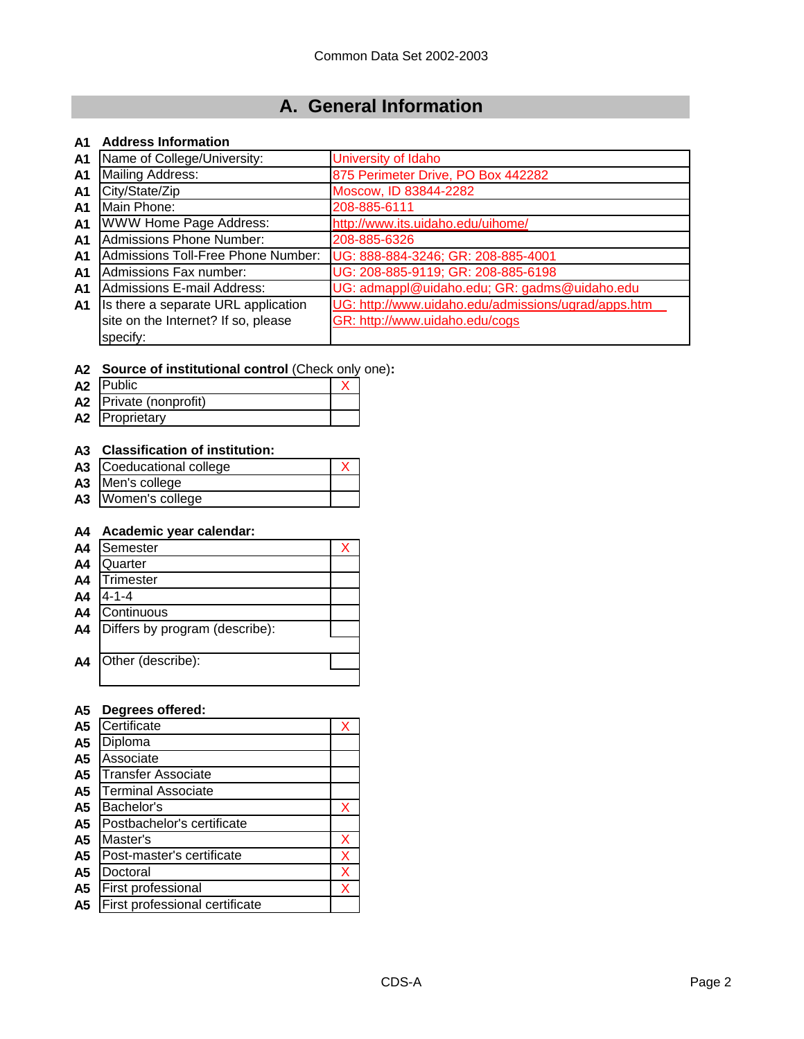Common Data Set 2002-2003

# A. General Information

**A1 Address Information**

| | | |
|---|---|---|
| A1 | Name of College/University: | University of Idaho |
| A1 | Mailing Address: | 875 Perimeter Drive, PO Box 442282 |
| A1 | City/State/Zip | Moscow, ID 83844-2282 |
| A1 | Main Phone: | 208-885-6111 |
| A1 | WWW Home Page Address: | http://www.its.uidaho.edu/uihome/ |
| A1 | Admissions Phone Number: | 208-885-6326 |
| A1 | Admissions Toll-Free Phone Number: | UG: 888-884-3246; GR: 208-885-4001 |
| A1 | Admissions Fax number: | UG: 208-885-9119; GR: 208-885-6198 |
| A1 | Admissions E-mail Address: | UG: admappl@uidaho.edu; GR: gadms@uidaho.edu |
| A1 | Is there a separate URL application site on the Internet? If so, please specify: | UG: http://www.uidaho.edu/admissions/ugrad/apps.htm GR: http://www.uidaho.edu/cogs |

**A2 Source of institutional control** (Check only one)**:**

| | | |
|---|---|---|
| A2 | Public | X |
| A2 | Private (nonprofit) | |
| A2 | Proprietary | |

**A3 Classification of institution:**

| | | |
|---|---|---|
| A3 | Coeducational college | X |
| A3 | Men's college | |
| A3 | Women's college | |

**A4 Academic year calendar:**

| | | |
|---|---|---|
| A4 | Semester | X |
| A4 | Quarter | |
| A4 | Trimester | |
| A4 | 4-1-4 | |
| A4 | Continuous | |
| A4 | Differs by program (describe): | |
| A4 | Other (describe): | |

**A5 Degrees offered:**

| | | |
|---|---|---|
| A5 | Certificate | X |
| A5 | Diploma | |
| A5 | Associate | |
| A5 | Transfer Associate | |
| A5 | Terminal Associate | |
| A5 | Bachelor's | X |
| A5 | Postbachelor's certificate | |
| A5 | Master's | X |
| A5 | Post-master's certificate | X |
| A5 | Doctoral | X |
| A5 | First professional | X |
| A5 | First professional certificate | |

CDS-A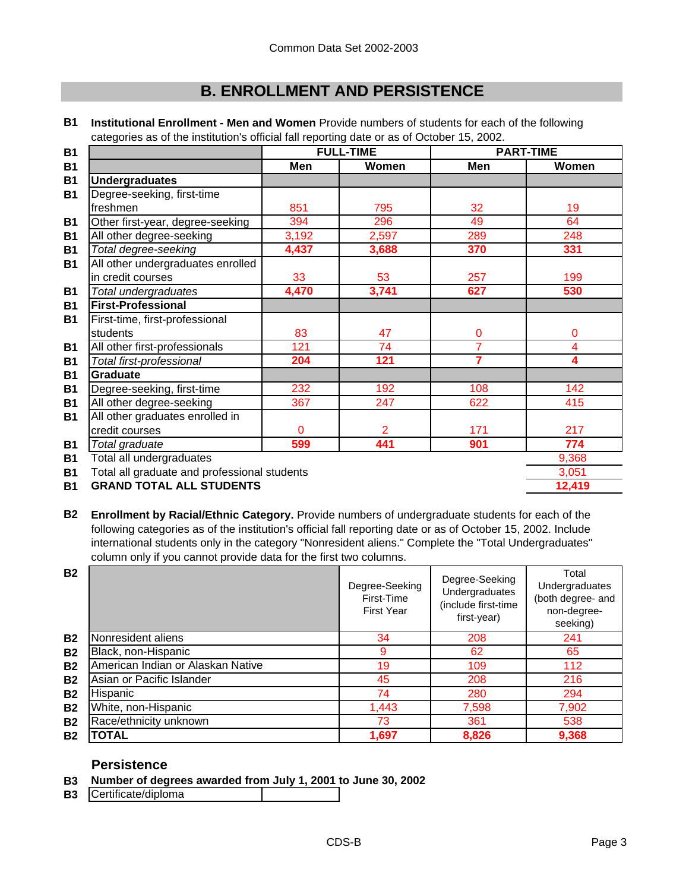## B. ENROLLMENT AND PERSISTENCE

**B1 Institutional Enrollment - Men and Women** Provide numbers of students for each of the following categories as of the institution's official fall reporting date or as of October 15, 2002.

| | FULL-TIME | | PART-TIME | |
|---|---|---|---|---|
| | Men | Women | Men | Women |
| **Undergraduates** | | | | |
| Degree-seeking, first-time freshmen | 851 | 795 | 32 | 19 |
| Other first-year, degree-seeking | 394 | 296 | 49 | 64 |
| All other degree-seeking | 3,192 | 2,597 | 289 | 248 |
| *Total degree-seeking* | **4,437** | **3,688** | **370** | **331** |
| All other undergraduates enrolled in credit courses | 33 | 53 | 257 | 199 |
| *Total undergraduates* | **4,470** | **3,741** | **627** | **530** |
| **First-Professional** | | | | |
| First-time, first-professional students | 83 | 47 | 0 | 0 |
| All other first-professionals | 121 | 74 | 7 | 4 |
| *Total first-professional* | **204** | **121** | **7** | **4** |
| **Graduate** | | | | |
| Degree-seeking, first-time | 232 | 192 | 108 | 142 |
| All other degree-seeking | 367 | 247 | 622 | 415 |
| All other graduates enrolled in credit courses | 0 | 2 | 171 | 217 |
| *Total graduate* | **599** | **441** | **901** | **774** |

| | |
|---|---|
| Total all undergraduates | 9,368 |
| Total all graduate and professional students | 3,051 |
| **GRAND TOTAL ALL STUDENTS** | **12,419** |

**B2 Enrollment by Racial/Ethnic Category.** Provide numbers of undergraduate students for each of the following categories as of the institution's official fall reporting date or as of October 15, 2002. Include international students only in the category "Nonresident aliens." Complete the "Total Undergraduates" column only if you cannot provide data for the first two columns.

| | Degree-Seeking First-Time First Year | Degree-Seeking Undergraduates (include first-time first-year) | Total Undergraduates (both degree- and non-degree-seeking) |
|---|---|---|---|
| Nonresident aliens | 34 | 208 | 241 |
| Black, non-Hispanic | 9 | 62 | 65 |
| American Indian or Alaskan Native | 19 | 109 | 112 |
| Asian or Pacific Islander | 45 | 208 | 216 |
| Hispanic | 74 | 280 | 294 |
| White, non-Hispanic | 1,443 | 7,598 | 7,902 |
| Race/ethnicity unknown | 73 | 361 | 538 |
| **TOTAL** | **1,697** | **8,826** | **9,368** |

### Persistence

**B3 Number of degrees awarded from July 1, 2001 to June 30, 2002**

| | |
|---|---|
| Certificate/diploma | |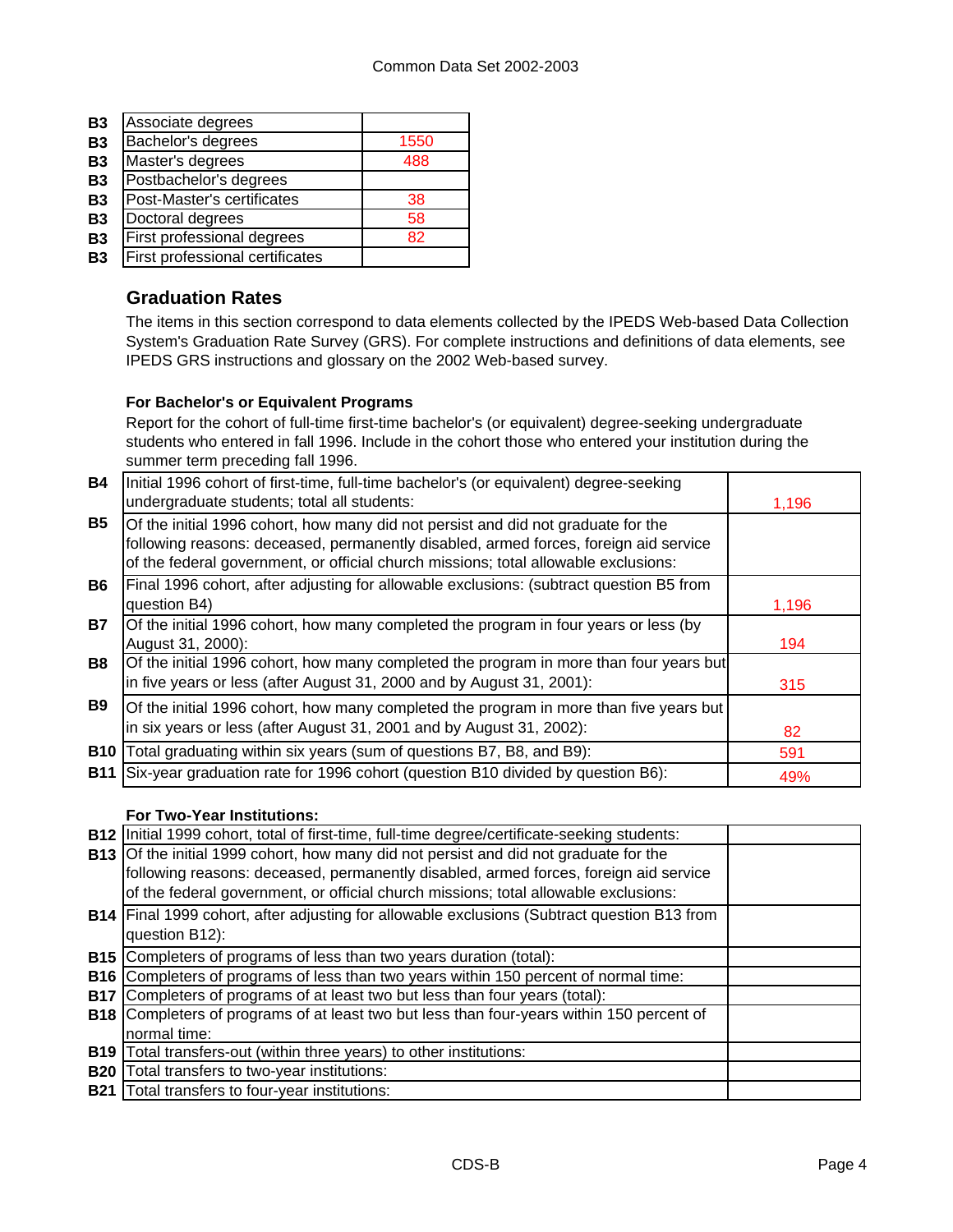| | | |
|---|---|---|
| B3 | Associate degrees | |
| B3 | Bachelor's degrees | 1550 |
| B3 | Master's degrees | 488 |
| B3 | Postbachelor's degrees | |
| B3 | Post-Master's certificates | 38 |
| B3 | Doctoral degrees | 58 |
| B3 | First professional degrees | 82 |
| B3 | First professional certificates | |

## Graduation Rates

The items in this section correspond to data elements collected by the IPEDS Web-based Data Collection System's Graduation Rate Survey (GRS). For complete instructions and definitions of data elements, see IPEDS GRS instructions and glossary on the 2002 Web-based survey.

### For Bachelor's or Equivalent Programs

Report for the cohort of full-time first-time bachelor's (or equivalent) degree-seeking undergraduate students who entered in fall 1996. Include in the cohort those who entered your institution during the summer term preceding fall 1996.

| | | |
|---|---|---|
| B4 | Initial 1996 cohort of first-time, full-time bachelor's (or equivalent) degree-seeking undergraduate students; total all students: | 1,196 |
| B5 | Of the initial 1996 cohort, how many did not persist and did not graduate for the following reasons: deceased, permanently disabled, armed forces, foreign aid service of the federal government, or official church missions; total allowable exclusions: | |
| B6 | Final 1996 cohort, after adjusting for allowable exclusions: (subtract question B5 from question B4) | 1,196 |
| B7 | Of the initial 1996 cohort, how many completed the program in four years or less (by August 31, 2000): | 194 |
| B8 | Of the initial 1996 cohort, how many completed the program in more than four years but in five years or less (after August 31, 2000 and by August 31, 2001): | 315 |
| B9 | Of the initial 1996 cohort, how many completed the program in more than five years but in six years or less (after August 31, 2001 and by August 31, 2002): | 82 |
| B10 | Total graduating within six years (sum of questions B7, B8, and B9): | 591 |
| B11 | Six-year graduation rate for 1996 cohort (question B10 divided by question B6): | 49% |

### For Two-Year Institutions:

| | | |
|---|---|---|
| B12 | Initial 1999 cohort, total of first-time, full-time degree/certificate-seeking students: | |
| B13 | Of the initial 1999 cohort, how many did not persist and did not graduate for the following reasons: deceased, permanently disabled, armed forces, foreign aid service of the federal government, or official church missions; total allowable exclusions: | |
| B14 | Final 1999 cohort, after adjusting for allowable exclusions (Subtract question B13 from question B12): | |
| B15 | Completers of programs of less than two years duration (total): | |
| B16 | Completers of programs of less than two years within 150 percent of normal time: | |
| B17 | Completers of programs of at least two but less than four years (total): | |
| B18 | Completers of programs of at least two but less than four-years within 150 percent of normal time: | |
| B19 | Total transfers-out (within three years) to other institutions: | |
| B20 | Total transfers to two-year institutions: | |
| B21 | Total transfers to four-year institutions: | |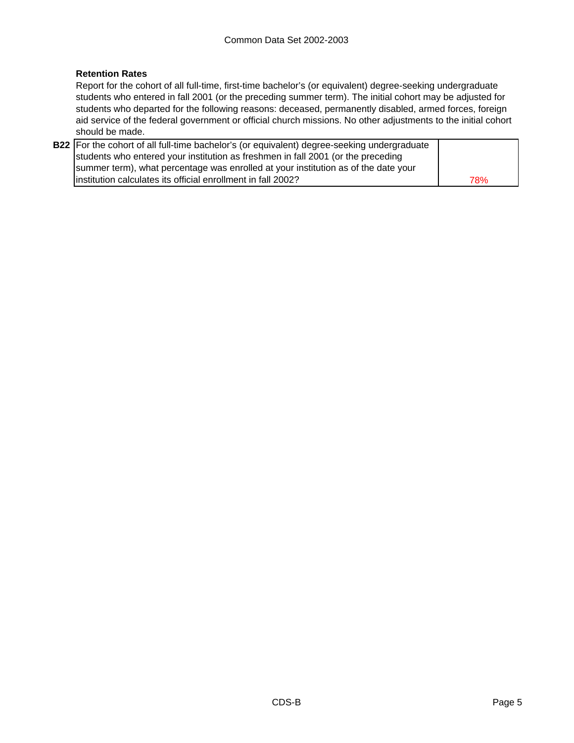### Retention Rates

Report for the cohort of all full-time, first-time bachelor's (or equivalent) degree-seeking undergraduate students who entered in fall 2001 (or the preceding summer term). The initial cohort may be adjusted for students who departed for the following reasons: deceased, permanently disabled, armed forces, foreign aid service of the federal government or official church missions. No other adjustments to the initial cohort should be made.

| | | |
|---|---|---|
| **B22** | For the cohort of all full-time bachelor's (or equivalent) degree-seeking undergraduate students who entered your institution as freshmen in fall 2001 (or the preceding summer term), what percentage was enrolled at your institution as of the date your institution calculates its official enrollment in fall 2002? | 78% |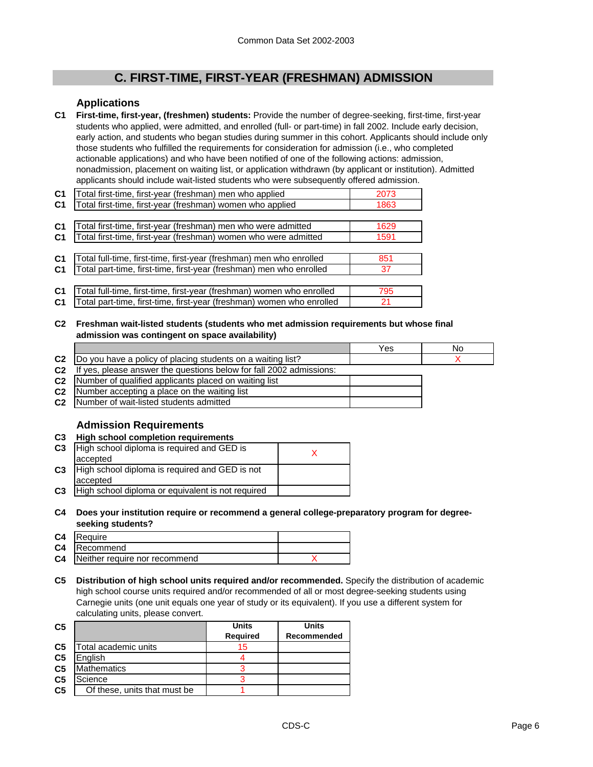## C. FIRST-TIME, FIRST-YEAR (FRESHMAN) ADMISSION

### Applications

**C1** **First-time, first-year, (freshmen) students:** Provide the number of degree-seeking, first-time, first-year students who applied, were admitted, and enrolled (full- or part-time) in fall 2002. Include early decision, early action, and students who began studies during summer in this cohort. Applicants should include only those students who fulfilled the requirements for consideration for admission (i.e., who completed actionable applications) and who have been notified of one of the following actions: admission, nonadmission, placement on waiting list, or application withdrawn (by applicant or institution). Admitted applicants should include wait-listed students who were subsequently offered admission.

| | | |
|---|---|---|
| C1 | Total first-time, first-year (freshman) men who applied | 2073 |
| C1 | Total first-time, first-year (freshman) women who applied | 1863 |
| C1 | Total first-time, first-year (freshman) men who were admitted | 1629 |
| C1 | Total first-time, first-year (freshman) women who were admitted | 1591 |
| C1 | Total full-time, first-time, first-year (freshman) men who enrolled | 851 |
| C1 | Total part-time, first-time, first-year (freshman) men who enrolled | 37 |
| C1 | Total full-time, first-time, first-year (freshman) women who enrolled | 795 |
| C1 | Total part-time, first-time, first-year (freshman) women who enrolled | 21 |

**C2** **Freshman wait-listed students (students who met admission requirements but whose final admission was contingent on space availability)**

| | | Yes | No |
|---|---|---|---|
| C2 | Do you have a policy of placing students on a waiting list? | | X |
| C2 | If yes, please answer the questions below for fall 2002 admissions: | | |
| C2 | Number of qualified applicants placed on waiting list | | |
| C2 | Number accepting a place on the waiting list | | |
| C2 | Number of wait-listed students admitted | | |

### Admission Requirements

**C3** **High school completion requirements**

| | | |
|---|---|---|
| C3 | High school diploma is required and GED is accepted | X |
| C3 | High school diploma is required and GED is not accepted | |
| C3 | High school diploma or equivalent is not required | |

**C4** **Does your institution require or recommend a general college-preparatory program for degree-seeking students?**

| | | |
|---|---|---|
| C4 | Require | |
| C4 | Recommend | |
| C4 | Neither require nor recommend | X |

**C5** **Distribution of high school units required and/or recommended.** Specify the distribution of academic high school course units required and/or recommended of all or most degree-seeking students using Carnegie units (one unit equals one year of study or its equivalent). If you use a different system for calculating units, please convert.

| | | Units Required | Units Recommended |
|---|---|---|---|
| C5 | Total academic units | 15 | |
| C5 | English | 4 | |
| C5 | Mathematics | 3 | |
| C5 | Science | 3 | |
| C5 | Of these, units that must be | 1 | |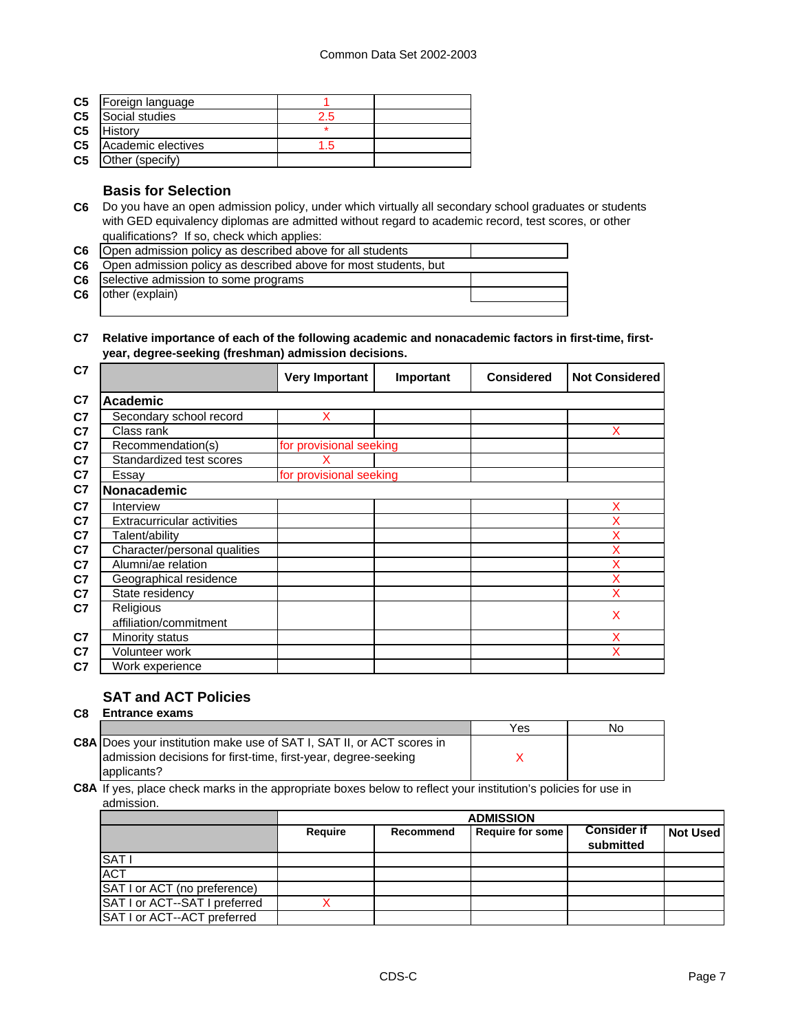| | | | |
|---|---|---|---|
| C5 | Foreign language | 1 | |
| C5 | Social studies | 2.5 | |
| C5 | History | * | |
| C5 | Academic electives | 1.5 | |
| C5 | Other (specify) | | |

### Basis for Selection

**C6** Do you have an open admission policy, under which virtually all secondary school graduates or students with GED equivalency diplomas are admitted without regard to academic record, test scores, or other qualifications? If so, check which applies:

| | | |
|---|---|---|
| C6 | Open admission policy as described above for all students | |
| C6 | Open admission policy as described above for most students, but | |
| C6 | selective admission to some programs | |
| C6 | other (explain) | |

**C7 Relative importance of each of the following academic and nonacademic factors in first-time, first-year, degree-seeking (freshman) admission decisions.**

| C7 | | Very Important | Important | Considered | Not Considered |
|---|---|---|---|---|---|
| C7 | **Academic** | | | | |
| C7 | Secondary school record | X | | | |
| C7 | Class rank | | | | X |
| C7 | Recommendation(s) | for provisional seeking | | | |
| C7 | Standardized test scores | X | | | |
| C7 | Essay | for provisional seeking | | | |
| C7 | **Nonacademic** | | | | |
| C7 | Interview | | | | X |
| C7 | Extracurricular activities | | | | X |
| C7 | Talent/ability | | | | X |
| C7 | Character/personal qualities | | | | X |
| C7 | Alumni/ae relation | | | | X |
| C7 | Geographical residence | | | | X |
| C7 | State residency | | | | X |
| C7 | Religious affiliation/commitment | | | | X |
| C7 | Minority status | | | | X |
| C7 | Volunteer work | | | | X |
| C7 | Work experience | | | | |

### SAT and ACT Policies

**C8 Entrance exams**

| | | Yes | No |
|---|---|---|---|
| C8A | Does your institution make use of SAT I, SAT II, or ACT scores in admission decisions for first-time, first-year, degree-seeking applicants? | X | |

**C8A** If yes, place check marks in the appropriate boxes below to reflect your institution's policies for use in admission.

| | ADMISSION | | | | |
|---|---|---|---|---|---|
| | Require | Recommend | Require for some | Consider if submitted | Not Used |
| SAT I | | | | | |
| ACT | | | | | |
| SAT I or ACT (no preference) | | | | | |
| SAT I or ACT--SAT I preferred | X | | | | |
| SAT I or ACT--ACT preferred | | | | | |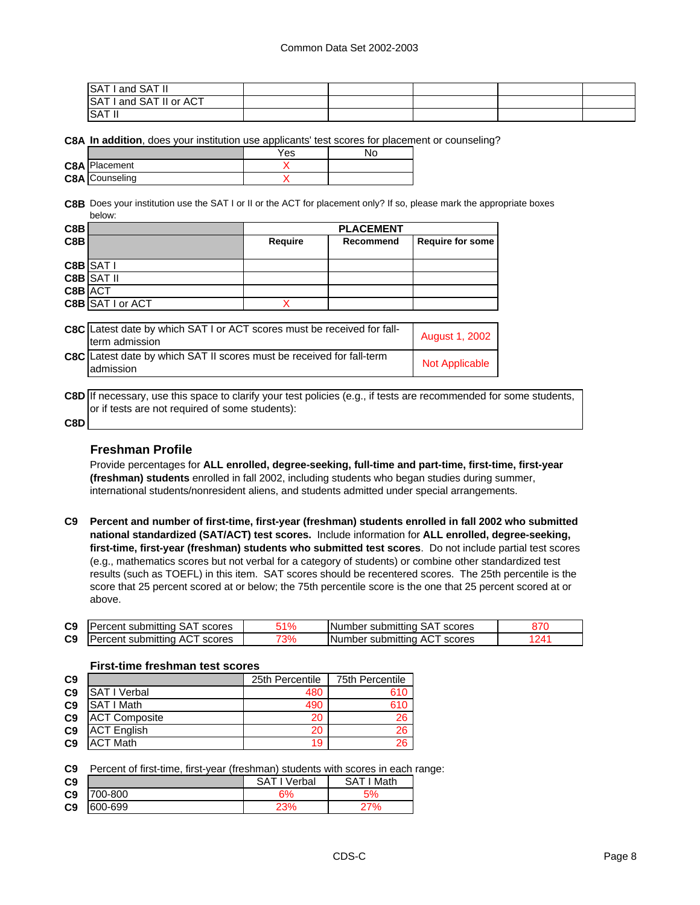| | | | | | |
|---|---|---|---|---|---|
| SAT I and SAT II | | | | | |
| SAT I and SAT II or ACT | | | | | |
| SAT II | | | | | |

**C8A** **In addition**, does your institution use applicants' test scores for placement or counseling?

| | | Yes | No |
|---|---|---|---|
| C8A | Placement | X | |
| C8A | Counseling | X | |

**C8B** Does your institution use the SAT I or II or the ACT for placement only? If so, please mark the appropriate boxes below:

| | | PLACEMENT | | |
|---|---|---|---|---|
| **C8B** | | **Require** | **Recommend** | **Require for some** |
| **C8B** | SAT I | | | |
| **C8B** | SAT II | | | |
| **C8B** | ACT | | | |
| **C8B** | SAT I or ACT | X | | |

| | | |
|---|---|---|
| **C8C** | Latest date by which SAT I or ACT scores must be received for fall-term admission | August 1, 2002 |
| **C8C** | Latest date by which SAT II scores must be received for fall-term admission | Not Applicable |

**C8D** If necessary, use this space to clarify your test policies (e.g., if tests are recommended for some students, or if tests are not required of some students):

**C8D**

## Freshman Profile

Provide percentages for **ALL enrolled, degree-seeking, full-time and part-time, first-time, first-year (freshman) students** enrolled in fall 2002, including students who began studies during summer, international students/nonresident aliens, and students admitted under special arrangements.

**C9** **Percent and number of first-time, first-year (freshman) students enrolled in fall 2002 who submitted national standardized (SAT/ACT) test scores.** Include information for **ALL enrolled, degree-seeking, first-time, first-year (freshman) students who submitted test scores**. Do not include partial test scores (e.g., mathematics scores but not verbal for a category of students) or combine other standardized test results (such as TOEFL) in this item. SAT scores should be recentered scores. The 25th percentile is the score that 25 percent scored at or below; the 75th percentile score is the one that 25 percent scored at or above.

| | | | | |
|---|---|---|---|---|
| C9 | Percent submitting SAT scores | 51% | Number submitting SAT scores | 870 |
| C9 | Percent submitting ACT scores | 73% | Number submitting ACT scores | 1241 |

### First-time freshman test scores

| C9 | | 25th Percentile | 75th Percentile |
|---|---|---|---|
| C9 | SAT I Verbal | 480 | 610 |
| C9 | SAT I Math | 490 | 610 |
| C9 | ACT Composite | 20 | 26 |
| C9 | ACT English | 20 | 26 |
| C9 | ACT Math | 19 | 26 |

**C9** Percent of first-time, first-year (freshman) students with scores in each range:

| C9 | | SAT I Verbal | SAT I Math |
|---|---|---|---|
| C9 | 700-800 | 6% | 5% |
| C9 | 600-699 | 23% | 27% |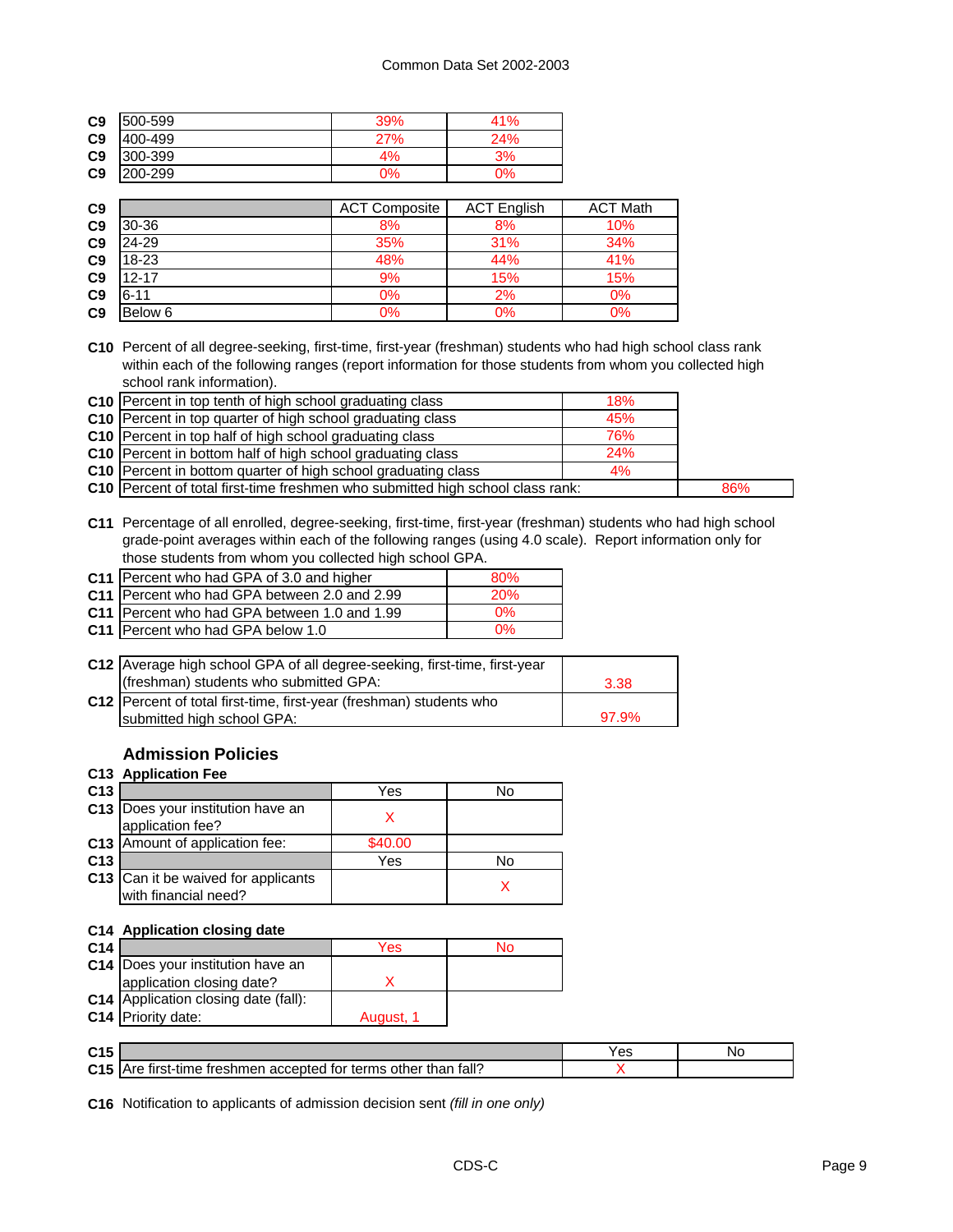| | | | |
|---|---|---|---|
| C9 | 500-599 | 39% | 41% |
| C9 | 400-499 | 27% | 24% |
| C9 | 300-399 | 4% | 3% |
| C9 | 200-299 | 0% | 0% |

| | | ACT Composite | ACT English | ACT Math |
|---|---|---|---|---|
| C9 | 30-36 | 8% | 8% | 10% |
| C9 | 24-29 | 35% | 31% | 34% |
| C9 | 18-23 | 48% | 44% | 41% |
| C9 | 12-17 | 9% | 15% | 15% |
| C9 | 6-11 | 0% | 2% | 0% |
| C9 | Below 6 | 0% | 0% | 0% |

**C10** Percent of all degree-seeking, first-time, first-year (freshman) students who had high school class rank within each of the following ranges (report information for those students from whom you collected high school rank information).

| | | | |
|---|---|---|---|
| C10 | Percent in top tenth of high school graduating class | 18% | |
| C10 | Percent in top quarter of high school graduating class | 45% | |
| C10 | Percent in top half of high school graduating class | 76% | |
| C10 | Percent in bottom half of high school graduating class | 24% | |
| C10 | Percent in bottom quarter of high school graduating class | 4% | |
| C10 | Percent of total first-time freshmen who submitted high school class rank: | | 86% |

**C11** Percentage of all enrolled, degree-seeking, first-time, first-year (freshman) students who had high school grade-point averages within each of the following ranges (using 4.0 scale). Report information only for those students from whom you collected high school GPA.

| | | |
|---|---|---|
| C11 | Percent who had GPA of 3.0 and higher | 80% |
| C11 | Percent who had GPA between 2.0 and 2.99 | 20% |
| C11 | Percent who had GPA between 1.0 and 1.99 | 0% |
| C11 | Percent who had GPA below 1.0 | 0% |

| | | |
|---|---|---|
| C12 | Average high school GPA of all degree-seeking, first-time, first-year (freshman) students who submitted GPA: | 3.38 |
| C12 | Percent of total first-time, first-year (freshman) students who submitted high school GPA: | 97.9% |

## Admission Policies

**C13 Application Fee**

| | | Yes | No |
|---|---|---|---|
| C13 | Does your institution have an application fee? | X | |
| C13 | Amount of application fee: | $40.00 | |
| C13 | | Yes | No |
| C13 | Can it be waived for applicants with financial need? | | X |

**C14 Application closing date**

| | | Yes | No |
|---|---|---|---|
| C14 | Does your institution have an application closing date? | X | |
| C14 | Application closing date (fall): | | |
| C14 | Priority date: | August, 1 | |

| | | Yes | No |
|---|---|---|---|
| C15 | Are first-time freshmen accepted for terms other than fall? | X | |

**C16** Notification to applicants of admission decision sent *(fill in one only)*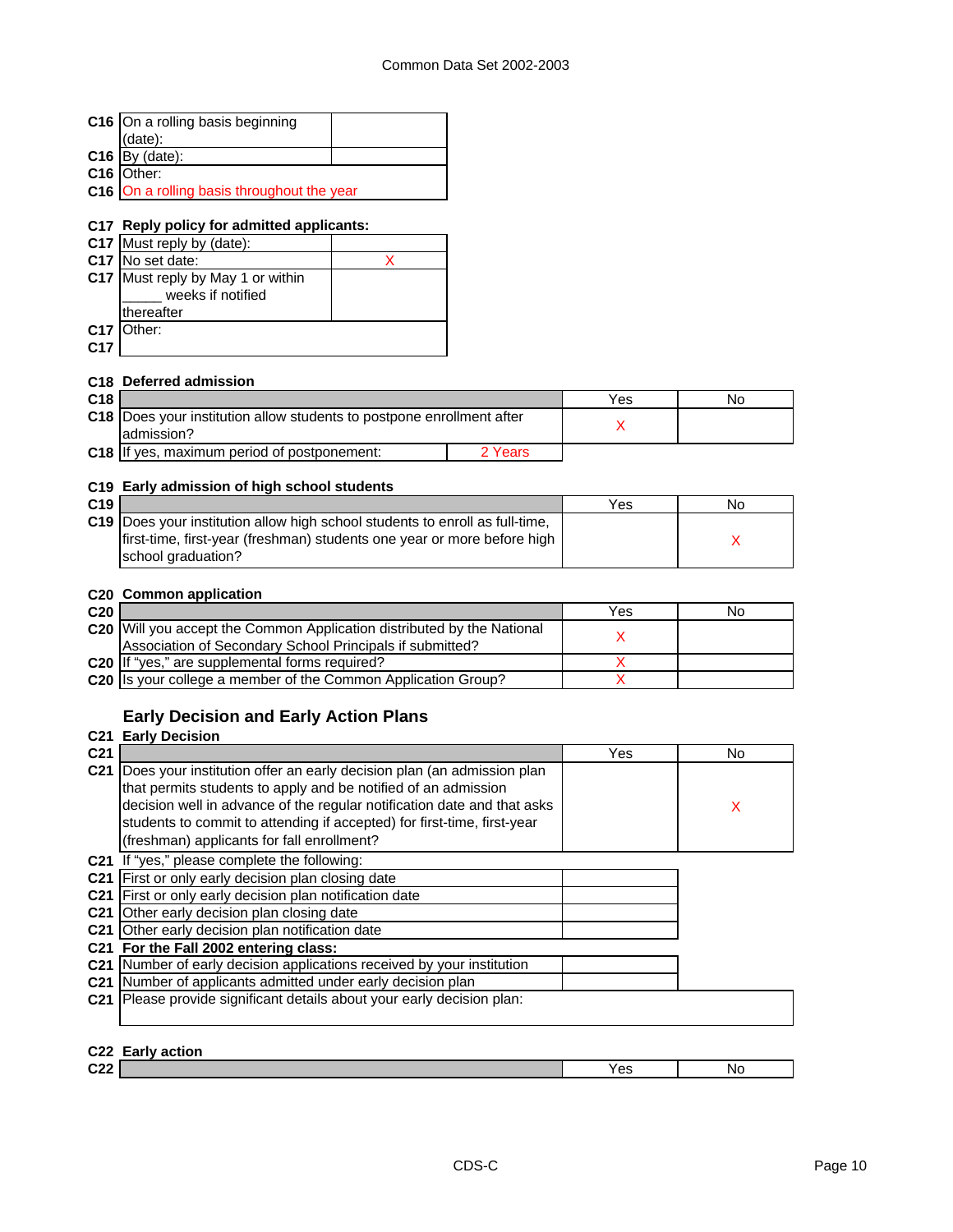| | | |
|---|---|---|
| C16 | On a rolling basis beginning (date): | |
| C16 | By (date): | |
| C16 | Other: | |
| C16 | On a rolling basis throughout the year | |

**C17 Reply policy for admitted applicants:**

| | | |
|---|---|---|
| C17 | Must reply by (date): | |
| C17 | No set date: | X |
| C17 | Must reply by May 1 or within _____ weeks if notified thereafter | |
| C17 | Other: | |
| C17 | | |

**C18 Deferred admission**

| | | Yes | No |
|---|---|---|---|
| C18 | Does your institution allow students to postpone enrollment after admission? | X | |
| C18 | If yes, maximum period of postponement: 2 Years | | |

**C19 Early admission of high school students**

| | | Yes | No |
|---|---|---|---|
| C19 | Does your institution allow high school students to enroll as full-time, first-time, first-year (freshman) students one year or more before high school graduation? | | X |

**C20 Common application**

| | | Yes | No |
|---|---|---|---|
| C20 | Will you accept the Common Application distributed by the National Association of Secondary School Principals if submitted? | X | |
| C20 | If "yes," are supplemental forms required? | X | |
| C20 | Is your college a member of the Common Application Group? | X | |

## Early Decision and Early Action Plans

**C21 Early Decision**

| | | Yes | No |
|---|---|---|---|
| C21 | Does your institution offer an early decision plan (an admission plan that permits students to apply and be notified of an admission decision well in advance of the regular notification date and that asks students to commit to attending if accepted) for first-time, first-year (freshman) applicants for fall enrollment? | | X |

C21 If "yes," please complete the following:

| | | |
|---|---|---|
| C21 | First or only early decision plan closing date | |
| C21 | First or only early decision plan notification date | |
| C21 | Other early decision plan closing date | |
| C21 | Other early decision plan notification date | |

**C21 For the Fall 2002 entering class:**

| | | |
|---|---|---|
| C21 | Number of early decision applications received by your institution | |
| C21 | Number of applicants admitted under early decision plan | |
| C21 | Please provide significant details about your early decision plan: | |

**C22 Early action**

| | | Yes | No |
|---|---|---|---|
| C22 | | | |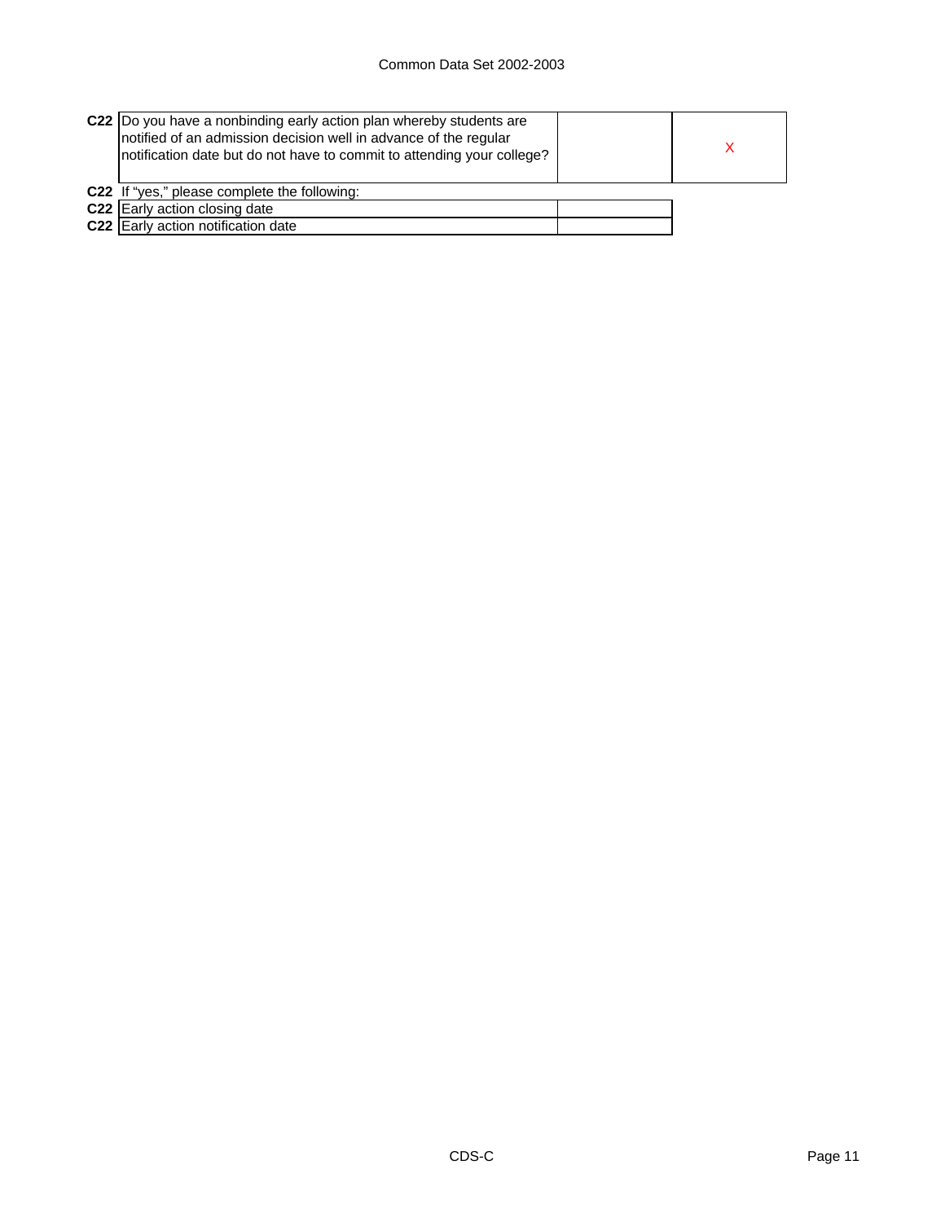| | | | |
|---|---|---|---|
| **C22** | Do you have a nonbinding early action plan whereby students are notified of an admission decision well in advance of the regular notification date but do not have to commit to attending your college? | | X |

**C22** If "yes," please complete the following:

| | | |
|---|---|---|
| **C22** | Early action closing date | |
| **C22** | Early action notification date | |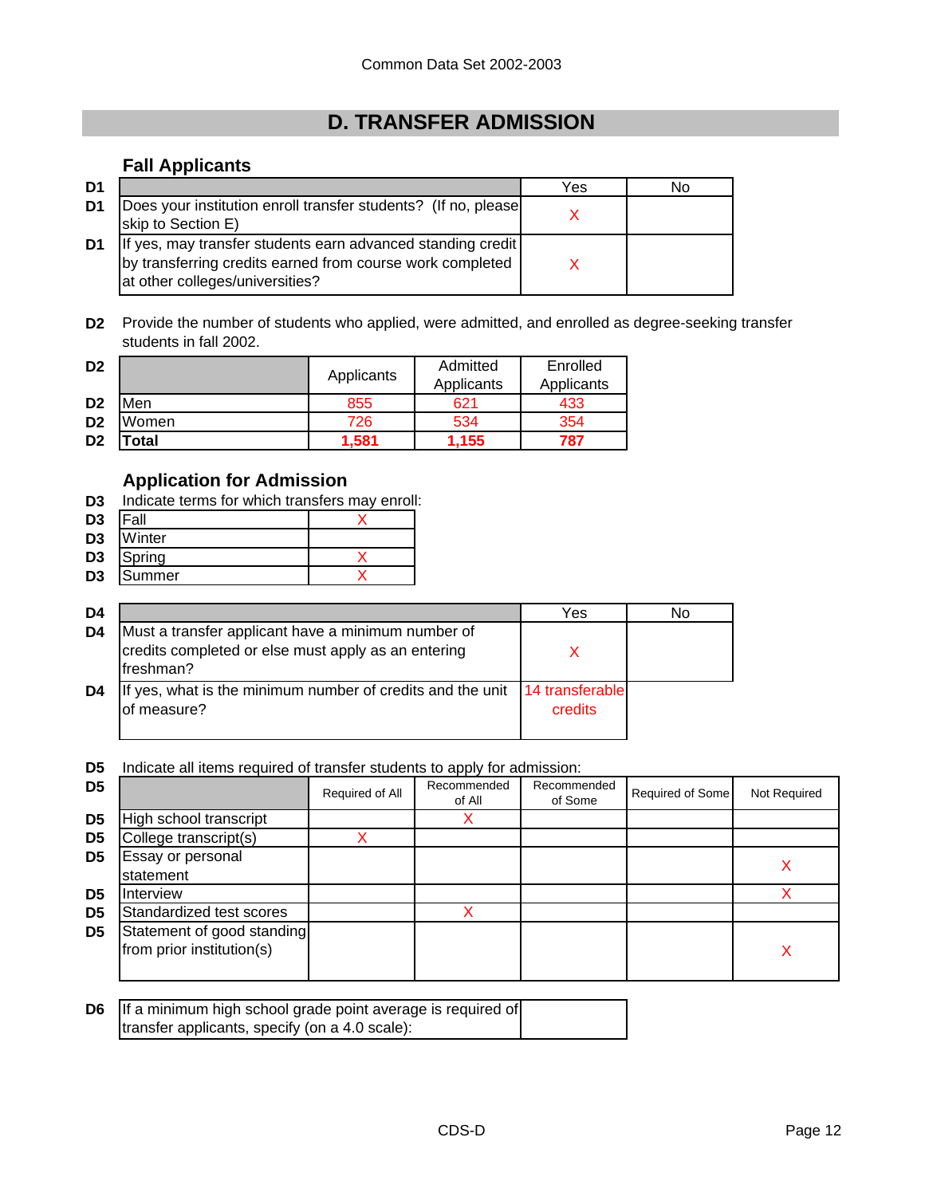Common Data Set 2002-2003

# D. TRANSFER ADMISSION

## Fall Applicants

| D1 | | Yes | No |
|---|---|---|---|
| D1 | Does your institution enroll transfer students? (If no, please skip to Section E) | X | |
| D1 | If yes, may transfer students earn advanced standing credit by transferring credits earned from course work completed at other colleges/universities? | X | |

**D2** Provide the number of students who applied, were admitted, and enrolled as degree-seeking transfer students in fall 2002.

| D2 | | Applicants | Admitted Applicants | Enrolled Applicants |
|---|---|---|---|---|
| D2 | Men | 855 | 621 | 433 |
| D2 | Women | 726 | 534 | 354 |
| D2 | **Total** | **1,581** | **1,155** | **787** |

## Application for Admission

**D3** Indicate terms for which transfers may enroll:

| D3 | | |
|---|---|---|
| D3 | Fall | X |
| D3 | Winter | |
| D3 | Spring | X |
| D3 | Summer | X |

| D4 | | Yes | No |
|---|---|---|---|
| D4 | Must a transfer applicant have a minimum number of credits completed or else must apply as an entering freshman? | X | |
| D4 | If yes, what is the minimum number of credits and the unit of measure? | 14 transferable credits | |

**D5** Indicate all items required of transfer students to apply for admission:

| D5 | | Required of All | Recommended of All | Recommended of Some | Required of Some | Not Required |
|---|---|---|---|---|---|---|
| D5 | High school transcript | | X | | | |
| D5 | College transcript(s) | X | | | | |
| D5 | Essay or personal statement | | | | | X |
| D5 | Interview | | | | | X |
| D5 | Standardized test scores | | X | | | |
| D5 | Statement of good standing from prior institution(s) | | | | | X |

| D6 | If a minimum high school grade point average is required of transfer applicants, specify (on a 4.0 scale): | |
|---|---|---|

CDS-D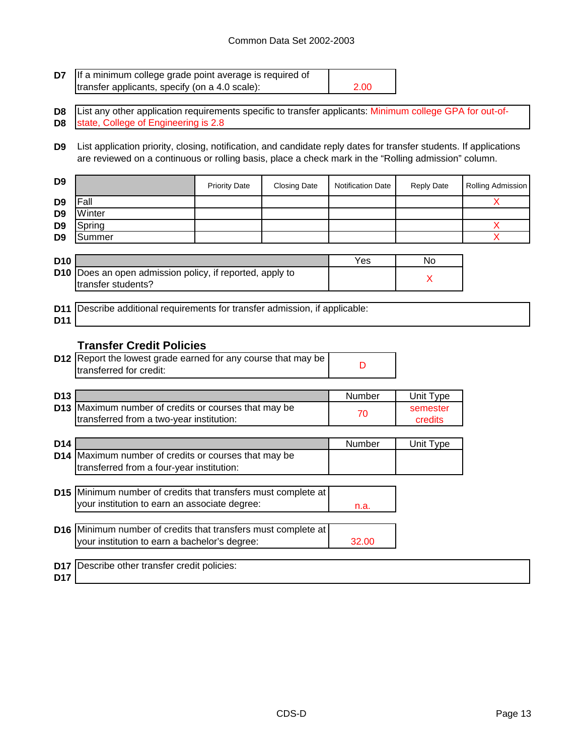Common Data Set 2002-2003

| | | |
|---|---|---|
| D7 | If a minimum college grade point average is required of transfer applicants, specify (on a 4.0 scale): | 2.00 |

| | |
|---|---|
| D8 | List any other application requirements specific to transfer applicants: Minimum college GPA for out-of-state, College of Engineering is 2.8 |

**D9** List application priority, closing, notification, and candidate reply dates for transfer students. If applications are reviewed on a continuous or rolling basis, place a check mark in the "Rolling admission" column.

| D9 | | Priority Date | Closing Date | Notification Date | Reply Date | Rolling Admission |
|---|---|---|---|---|---|---|
| D9 | Fall | | | | | X |
| D9 | Winter | | | | | |
| D9 | Spring | | | | | X |
| D9 | Summer | | | | | X |

| D10 | | Yes | No |
|---|---|---|---|
| D10 | Does an open admission policy, if reported, apply to transfer students? | | X |

| | |
|---|---|
| D11 | Describe additional requirements for transfer admission, if applicable: |

### Transfer Credit Policies

| | | |
|---|---|---|
| D12 | Report the lowest grade earned for any course that may be transferred for credit: | D |

| D13 | | Number | Unit Type |
|---|---|---|---|
| D13 | Maximum number of credits or courses that may be transferred from a two-year institution: | 70 | semester credits |

| D14 | | Number | Unit Type |
|---|---|---|---|
| D14 | Maximum number of credits or courses that may be transferred from a four-year institution: | | |

| | | |
|---|---|---|
| D15 | Minimum number of credits that transfers must complete at your institution to earn an associate degree: | n.a. |

| | | |
|---|---|---|
| D16 | Minimum number of credits that transfers must complete at your institution to earn a bachelor's degree: | 32.00 |

| | |
|---|---|
| D17 | Describe other transfer credit policies: |

CDS-D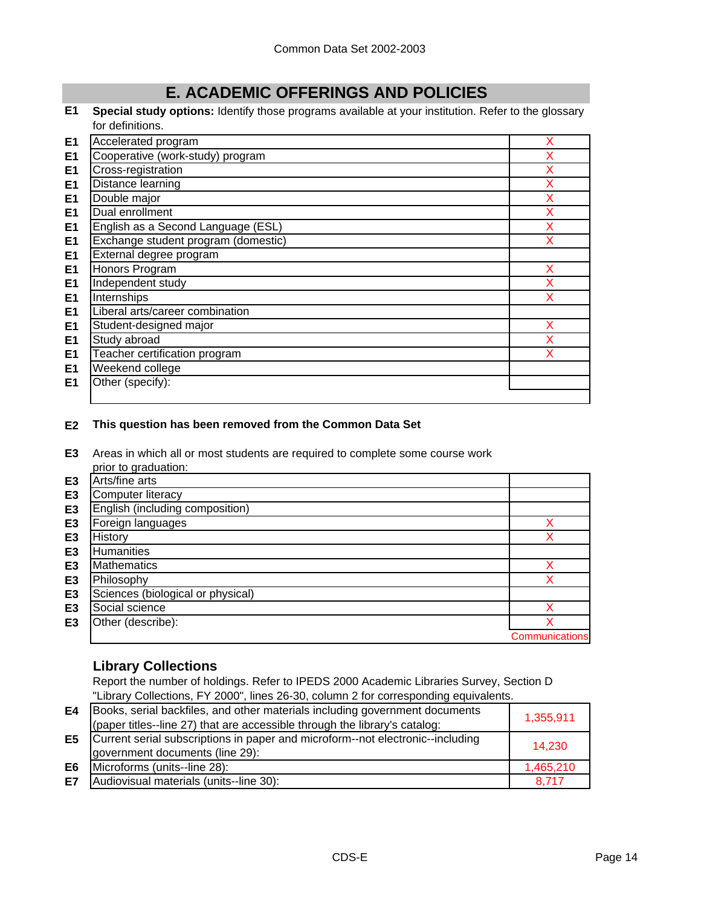Common Data Set 2002-2003

## E. ACADEMIC OFFERINGS AND POLICIES

**E1** **Special study options:** Identify those programs available at your institution. Refer to the glossary for definitions.

| | | |
|---|---|---|
| E1 | Accelerated program | X |
| E1 | Cooperative (work-study) program | X |
| E1 | Cross-registration | X |
| E1 | Distance learning | X |
| E1 | Double major | X |
| E1 | Dual enrollment | X |
| E1 | English as a Second Language (ESL) | X |
| E1 | Exchange student program (domestic) | X |
| E1 | External degree program | |
| E1 | Honors Program | X |
| E1 | Independent study | X |
| E1 | Internships | X |
| E1 | Liberal arts/career combination | |
| E1 | Student-designed major | X |
| E1 | Study abroad | X |
| E1 | Teacher certification program | X |
| E1 | Weekend college | |
| E1 | Other (specify): | |

**E2** **This question has been removed from the Common Data Set**

**E3** Areas in which all or most students are required to complete some course work prior to graduation:

| | | |
|---|---|---|
| E3 | Arts/fine arts | |
| E3 | Computer literacy | |
| E3 | English (including composition) | |
| E3 | Foreign languages | X |
| E3 | History | X |
| E3 | Humanities | |
| E3 | Mathematics | X |
| E3 | Philosophy | X |
| E3 | Sciences (biological or physical) | |
| E3 | Social science | X |
| E3 | Other (describe): | X Communications |

### Library Collections

Report the number of holdings. Refer to IPEDS 2000 Academic Libraries Survey, Section D "Library Collections, FY 2000", lines 26-30, column 2 for corresponding equivalents.

| | | |
|---|---|---|
| E4 | Books, serial backfiles, and other materials including government documents (paper titles--line 27) that are accessible through the library's catalog: | 1,355,911 |
| E5 | Current serial subscriptions in paper and microform--not electronic--including government documents (line 29): | 14,230 |
| E6 | Microforms (units--line 28): | 1,465,210 |
| E7 | Audiovisual materials (units--line 30): | 8,717 |

CDS-E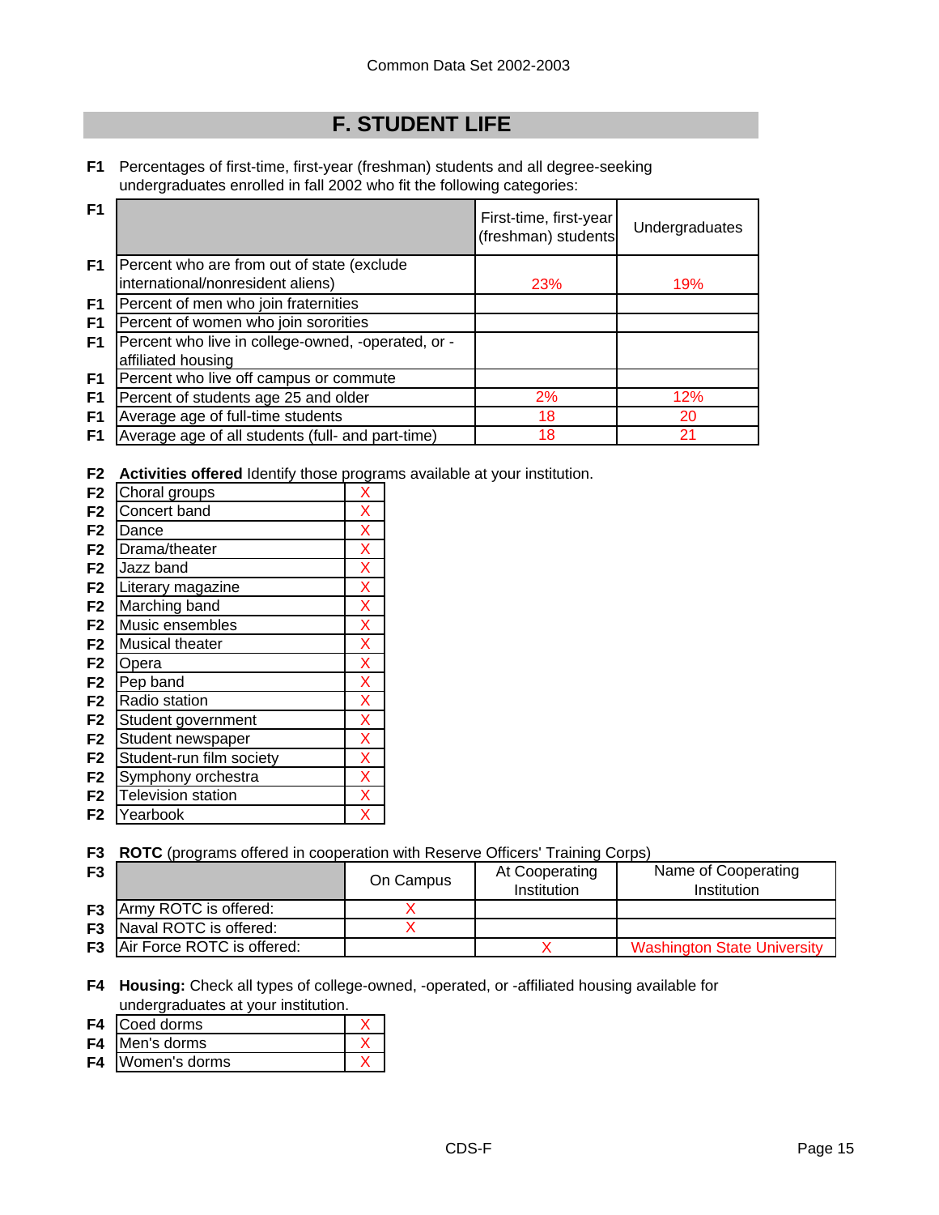Common Data Set 2002-2003

# F. STUDENT LIFE

**F1** Percentages of first-time, first-year (freshman) students and all degree-seeking undergraduates enrolled in fall 2002 who fit the following categories:

| | | First-time, first-year (freshman) students | Undergraduates |
|---|---|---|---|
| F1 | Percent who are from out of state (exclude international/nonresident aliens) | 23% | 19% |
| F1 | Percent of men who join fraternities | | |
| F1 | Percent of women who join sororities | | |
| F1 | Percent who live in college-owned, -operated, or -affiliated housing | | |
| F1 | Percent who live off campus or commute | | |
| F1 | Percent of students age 25 and older | 2% | 12% |
| F1 | Average age of full-time students | 18 | 20 |
| F1 | Average age of all students (full- and part-time) | 18 | 21 |

**F2** **Activities offered** Identify those programs available at your institution.

| | | |
|---|---|---|
| F2 | Choral groups | X |
| F2 | Concert band | X |
| F2 | Dance | X |
| F2 | Drama/theater | X |
| F2 | Jazz band | X |
| F2 | Literary magazine | X |
| F2 | Marching band | X |
| F2 | Music ensembles | X |
| F2 | Musical theater | X |
| F2 | Opera | X |
| F2 | Pep band | X |
| F2 | Radio station | X |
| F2 | Student government | X |
| F2 | Student newspaper | X |
| F2 | Student-run film society | X |
| F2 | Symphony orchestra | X |
| F2 | Television station | X |
| F2 | Yearbook | X |

**F3** **ROTC** (programs offered in cooperation with Reserve Officers' Training Corps)

| | | On Campus | At Cooperating Institution | Name of Cooperating Institution |
|---|---|---|---|---|
| F3 | Army ROTC is offered: | X | | |
| F3 | Naval ROTC is offered: | X | | |
| F3 | Air Force ROTC is offered: | | X | Washington State University |

**F4** **Housing:** Check all types of college-owned, -operated, or -affiliated housing available for undergraduates at your institution.

| | | |
|---|---|---|
| F4 | Coed dorms | X |
| F4 | Men's dorms | X |
| F4 | Women's dorms | X |

CDS-F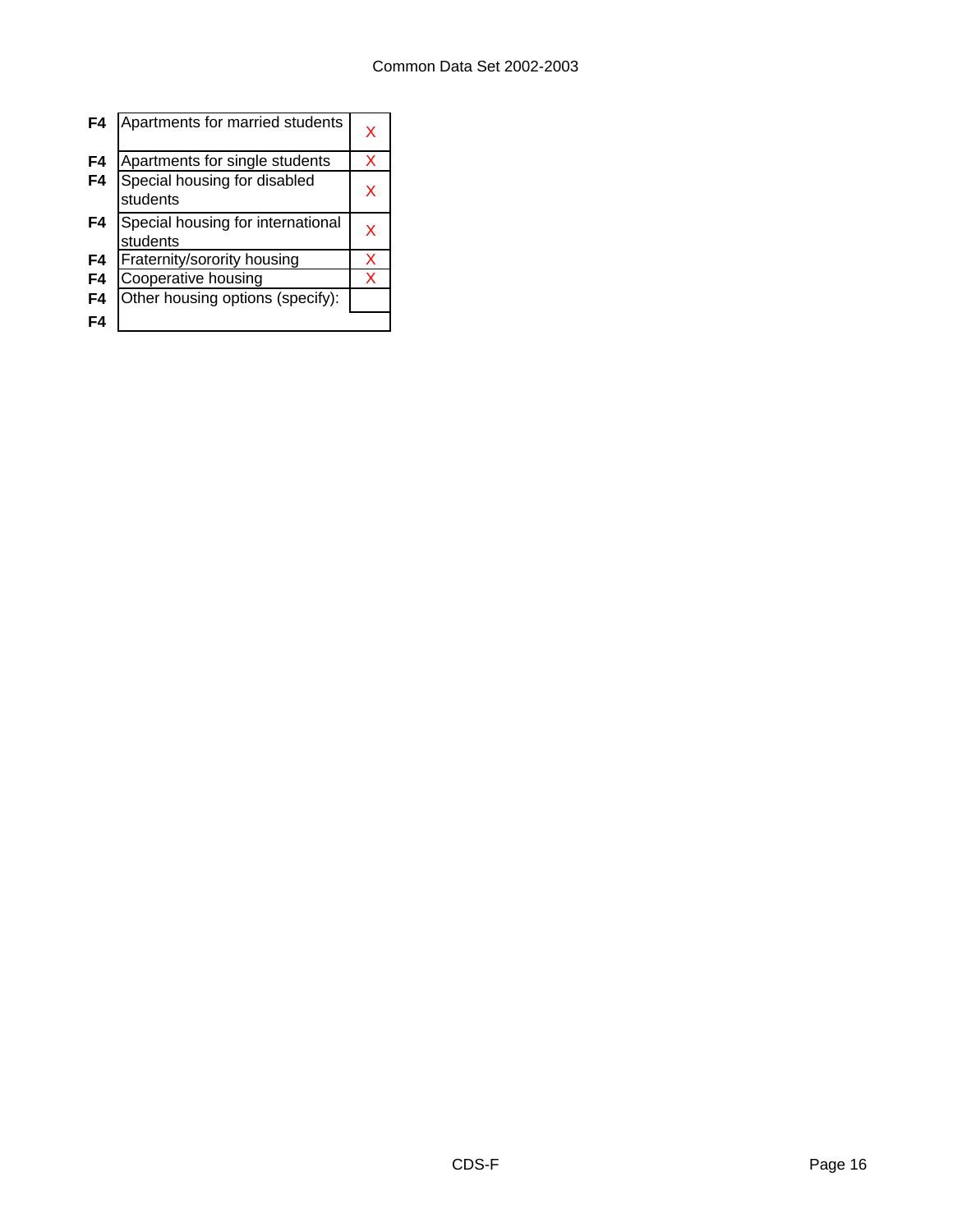| | | |
|---|---|---|
| F4 | Apartments for married students | X |
| F4 | Apartments for single students | X |
| F4 | Special housing for disabled students | X |
| F4 | Special housing for international students | X |
| F4 | Fraternity/sorority housing | X |
| F4 | Cooperative housing | X |
| F4 | Other housing options (specify): | |
| F4 | | |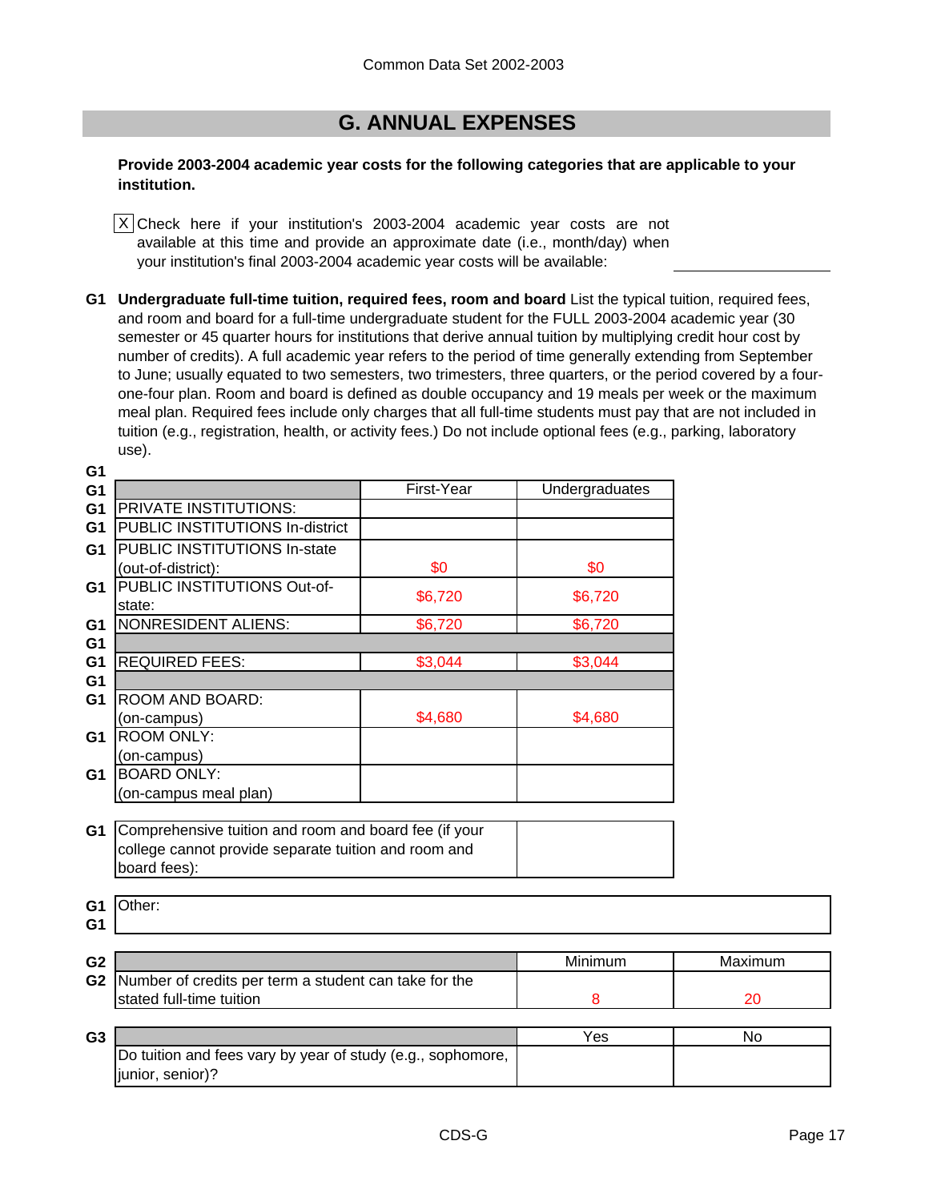## G. ANNUAL EXPENSES

**Provide 2003-2004 academic year costs for the following categories that are applicable to your institution.**

[X] Check here if your institution's 2003-2004 academic year costs are not available at this time and provide an approximate date (i.e., month/day) when your institution's final 2003-2004 academic year costs will be available: ____________

**G1 Undergraduate full-time tuition, required fees, room and board** List the typical tuition, required fees, and room and board for a full-time undergraduate student for the FULL 2003-2004 academic year (30 semester or 45 quarter hours for institutions that derive annual tuition by multiplying credit hour cost by number of credits). A full academic year refers to the period of time generally extending from September to June; usually equated to two semesters, two trimesters, three quarters, or the period covered by a four-one-four plan. Room and board is defined as double occupancy and 19 meals per week or the maximum meal plan. Required fees include only charges that all full-time students must pay that are not included in tuition (e.g., registration, health, or activity fees.) Do not include optional fees (e.g., parking, laboratory use).

| | First-Year | Undergraduates |
|---|---|---|
| PRIVATE INSTITUTIONS: | | |
| PUBLIC INSTITUTIONS In-district | | |
| PUBLIC INSTITUTIONS In-state (out-of-district): | $0 | $0 |
| PUBLIC INSTITUTIONS Out-of-state: | $6,720 | $6,720 |
| NONRESIDENT ALIENS: | $6,720 | $6,720 |
| | | |
| REQUIRED FEES: | $3,044 | $3,044 |
| | | |
| ROOM AND BOARD: (on-campus) | $4,680 | $4,680 |
| ROOM ONLY: (on-campus) | | |
| BOARD ONLY: (on-campus meal plan) | | |

| Comprehensive tuition and room and board fee (if your college cannot provide separate tuition and room and board fees): | |
|---|---|

Other:

**G2**

| | Minimum | Maximum |
|---|---|---|
| Number of credits per term a student can take for the stated full-time tuition | 8 | 20 |

**G3**

| | Yes | No |
|---|---|---|
| Do tuition and fees vary by year of study (e.g., sophomore, junior, senior)? | | |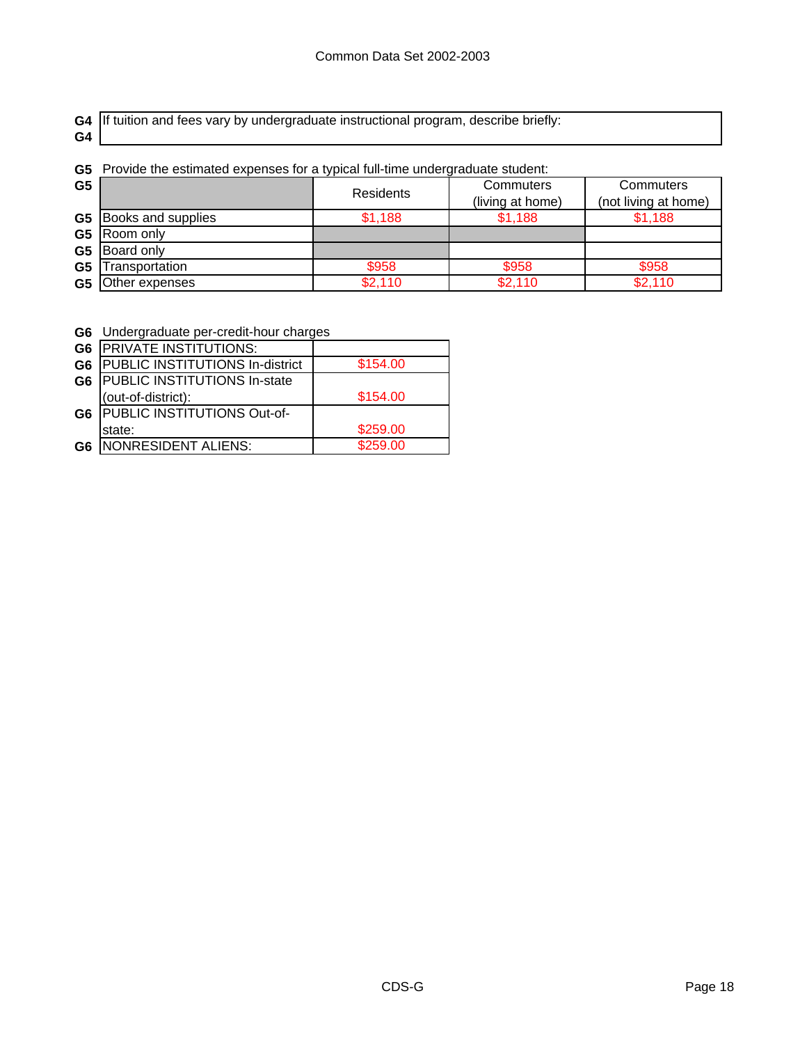**G4** If tuition and fees vary by undergraduate instructional program, describe briefly:

**G5** Provide the estimated expenses for a typical full-time undergraduate student:

| | Residents | Commuters (living at home) | Commuters (not living at home) |
|---|---|---|---|
| Books and supplies | $1,188 | $1,188 | $1,188 |
| Room only | | | |
| Board only | | | |
| Transportation | $958 | $958 | $958 |
| Other expenses | $2,110 | $2,110 | $2,110 |

**G6** Undergraduate per-credit-hour charges

| | |
|---|---|
| PRIVATE INSTITUTIONS: | |
| PUBLIC INSTITUTIONS In-district | $154.00 |
| PUBLIC INSTITUTIONS In-state (out-of-district): | $154.00 |
| PUBLIC INSTITUTIONS Out-of-state: | $259.00 |
| NONRESIDENT ALIENS: | $259.00 |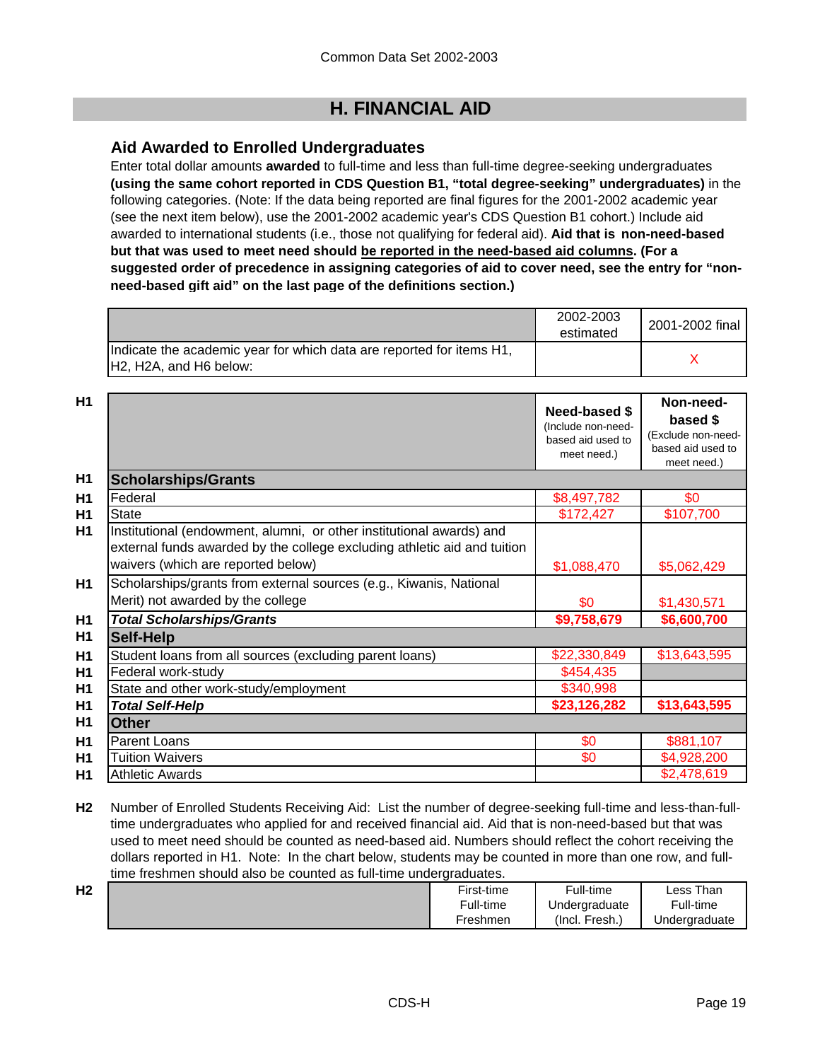Common Data Set 2002-2003

# H. FINANCIAL AID

## Aid Awarded to Enrolled Undergraduates

Enter total dollar amounts **awarded** to full-time and less than full-time degree-seeking undergraduates **(using the same cohort reported in CDS Question B1, "total degree-seeking" undergraduates)** in the following categories. (Note: If the data being reported are final figures for the 2001-2002 academic year (see the next item below), use the 2001-2002 academic year's CDS Question B1 cohort.) Include aid awarded to international students (i.e., those not qualifying for federal aid). **Aid that is non-need-based but that was used to meet need should be reported in the need-based aid columns. (For a suggested order of precedence in assigning categories of aid to cover need, see the entry for "non-need-based gift aid" on the last page of the definitions section.)**

| | 2002-2003 estimated | 2001-2002 final |
|---|---|---|
| Indicate the academic year for which data are reported for items H1, H2, H2A, and H6 below: | | X |

| | | Need-based $ (Include non-need-based aid used to meet need.) | Non-need-based $ (Exclude non-need-based aid used to meet need.) |
|---|---|---|---|
| H1 | **Scholarships/Grants** | | |
| H1 | Federal | $8,497,782 | $0 |
| H1 | State | $172,427 | $107,700 |
| H1 | Institutional (endowment, alumni, or other institutional awards) and external funds awarded by the college excluding athletic aid and tuition waivers (which are reported below) | $1,088,470 | $5,062,429 |
| H1 | Scholarships/grants from external sources (e.g., Kiwanis, National Merit) not awarded by the college | $0 | $1,430,571 |
| H1 | ***Total Scholarships/Grants*** | **$9,758,679** | **$6,600,700** |
| H1 | **Self-Help** | | |
| H1 | Student loans from all sources (excluding parent loans) | $22,330,849 | $13,643,595 |
| H1 | Federal work-study | $454,435 | |
| H1 | State and other work-study/employment | $340,998 | |
| H1 | ***Total Self-Help*** | **$23,126,282** | **$13,643,595** |
| H1 | **Other** | | |
| H1 | Parent Loans | $0 | $881,107 |
| H1 | Tuition Waivers | $0 | $4,928,200 |
| H1 | Athletic Awards | | $2,478,619 |

**H2** Number of Enrolled Students Receiving Aid: List the number of degree-seeking full-time and less-than-full-time undergraduates who applied for and received financial aid. Aid that is non-need-based but that was used to meet need should be counted as need-based aid. Numbers should reflect the cohort receiving the dollars reported in H1. Note: In the chart below, students may be counted in more than one row, and full-time freshmen should also be counted as full-time undergraduates.

| H2 | | First-time Full-time Freshmen | Full-time Undergraduate (Incl. Fresh.) | Less Than Full-time Undergraduate |
|---|---|---|---|---|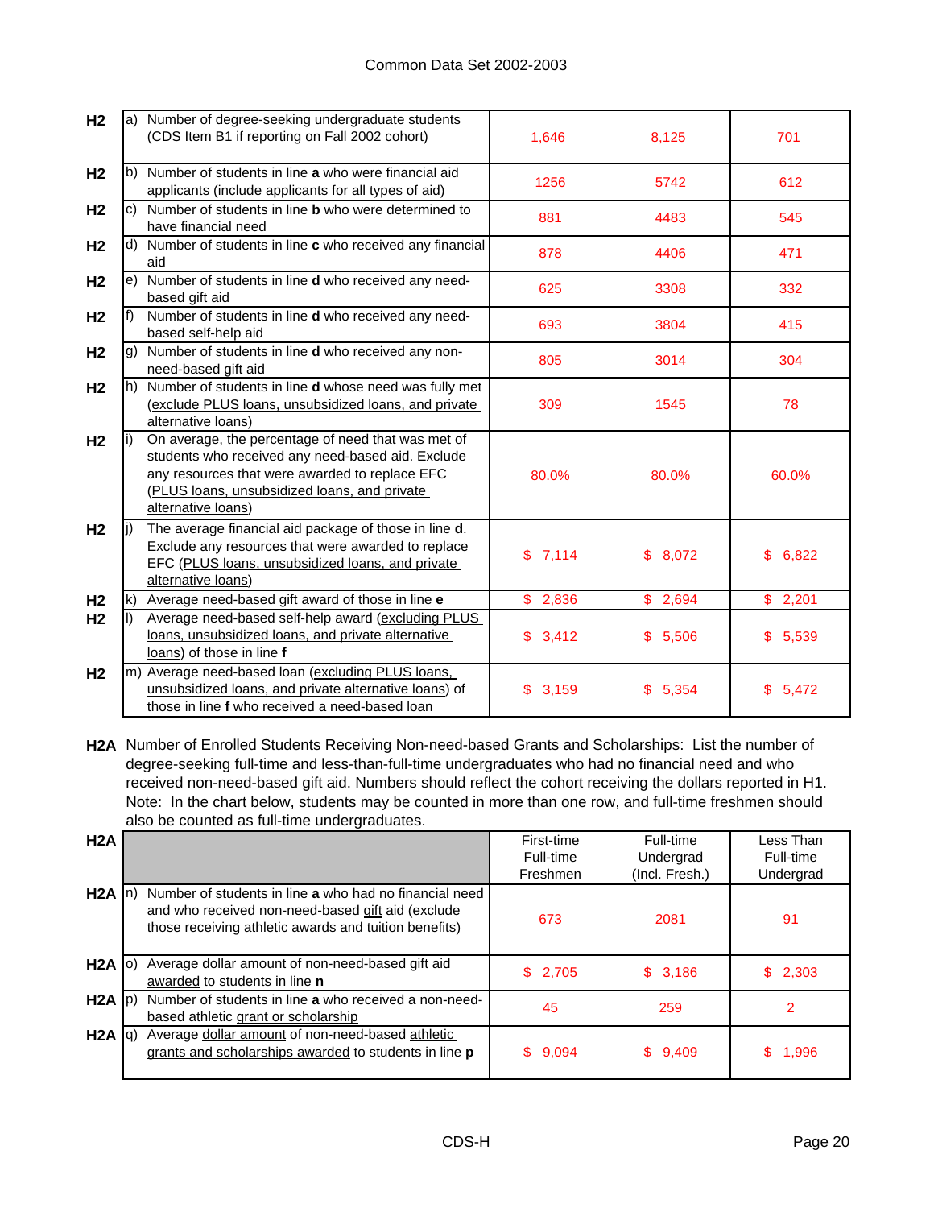Common Data Set 2002-2003

| | | | | |
|---|---|---|---|---|
| H2 | a) Number of degree-seeking undergraduate students (CDS Item B1 if reporting on Fall 2002 cohort) | 1,646 | 8,125 | 701 |
| H2 | b) Number of students in line **a** who were financial aid applicants (include applicants for all types of aid) | 1256 | 5742 | 612 |
| H2 | c) Number of students in line **b** who were determined to have financial need | 881 | 4483 | 545 |
| H2 | d) Number of students in line **c** who received any financial aid | 878 | 4406 | 471 |
| H2 | e) Number of students in line **d** who received any need-based gift aid | 625 | 3308 | 332 |
| H2 | f) Number of students in line **d** who received any need-based self-help aid | 693 | 3804 | 415 |
| H2 | g) Number of students in line **d** who received any non-need-based gift aid | 805 | 3014 | 304 |
| H2 | h) Number of students in line **d** whose need was fully met (exclude PLUS loans, unsubsidized loans, and private alternative loans) | 309 | 1545 | 78 |
| H2 | i) On average, the percentage of need that was met of students who received any need-based aid. Exclude any resources that were awarded to replace EFC (PLUS loans, unsubsidized loans, and private alternative loans) | 80.0% | 80.0% | 60.0% |
| H2 | j) The average financial aid package of those in line **d**. Exclude any resources that were awarded to replace EFC (PLUS loans, unsubsidized loans, and private alternative loans) | $ 7,114 | $ 8,072 | $ 6,822 |
| H2 | k) Average need-based gift award of those in line **e** | $ 2,836 | $ 2,694 | $ 2,201 |
| H2 | l) Average need-based self-help award (excluding PLUS loans, unsubsidized loans, and private alternative loans) of those in line **f** | $ 3,412 | $ 5,506 | $ 5,539 |
| H2 | m) Average need-based loan (excluding PLUS loans, unsubsidized loans, and private alternative loans) of those in line **f** who received a need-based loan | $ 3,159 | $ 5,354 | $ 5,472 |

**H2A** Number of Enrolled Students Receiving Non-need-based Grants and Scholarships: List the number of degree-seeking full-time and less-than-full-time undergraduates who had no financial need and who received non-need-based gift aid. Numbers should reflect the cohort receiving the dollars reported in H1. Note: In the chart below, students may be counted in more than one row, and full-time freshmen should also be counted as full-time undergraduates.

| H2A | | First-time Full-time Freshmen | Full-time Undergrad (Incl. Fresh.) | Less Than Full-time Undergrad |
|---|---|---|---|---|
| H2A | n) Number of students in line **a** who had no financial need and who received non-need-based gift aid (exclude those receiving athletic awards and tuition benefits) | 673 | 2081 | 91 |
| H2A | o) Average dollar amount of non-need-based gift aid awarded to students in line **n** | $ 2,705 | $ 3,186 | $ 2,303 |
| H2A | p) Number of students in line **a** who received a non-need-based athletic grant or scholarship | 45 | 259 | 2 |
| H2A | q) Average dollar amount of non-need-based athletic grants and scholarships awarded to students in line **p** | $ 9,094 | $ 9,409 | $ 1,996 |

CDS-H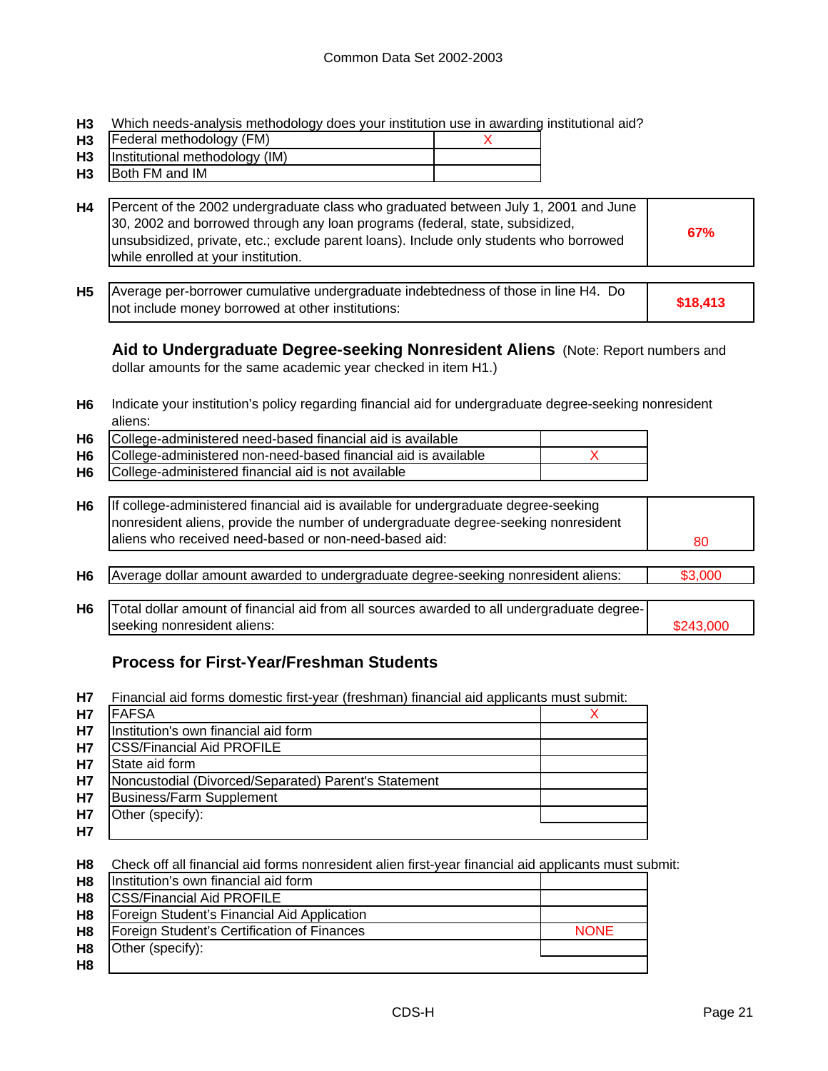**H3** Which needs-analysis methodology does your institution use in awarding institutional aid?

| | | |
|---|---|---|
| H3 | Federal methodology (FM) | X |
| H3 | Institutional methodology (IM) | |
| H3 | Both FM and IM | |

| | | |
|---|---|---|
| H4 | Percent of the 2002 undergraduate class who graduated between July 1, 2001 and June 30, 2002 and borrowed through any loan programs (federal, state, subsidized, unsubsidized, private, etc.; exclude parent loans). Include only students who borrowed while enrolled at your institution. | **67%** |
| H5 | Average per-borrower cumulative undergraduate indebtedness of those in line H4. Do not include money borrowed at other institutions: | **$18,413** |

## Aid to Undergraduate Degree-seeking Nonresident Aliens

(Note: Report numbers and dollar amounts for the same academic year checked in item H1.)

**H6** Indicate your institution's policy regarding financial aid for undergraduate degree-seeking nonresident aliens:

| | | |
|---|---|---|
| H6 | College-administered need-based financial aid is available | |
| H6 | College-administered non-need-based financial aid is available | X |
| H6 | College-administered financial aid is not available | |

| | | |
|---|---|---|
| H6 | If college-administered financial aid is available for undergraduate degree-seeking nonresident aliens, provide the number of undergraduate degree-seeking nonresident aliens who received need-based or non-need-based aid: | 80 |
| H6 | Average dollar amount awarded to undergraduate degree-seeking nonresident aliens: | $3,000 |
| H6 | Total dollar amount of financial aid from all sources awarded to all undergraduate degree-seeking nonresident aliens: | $243,000 |

## Process for First-Year/Freshman Students

**H7** Financial aid forms domestic first-year (freshman) financial aid applicants must submit:

| | | |
|---|---|---|
| H7 | FAFSA | X |
| H7 | Institution's own financial aid form | |
| H7 | CSS/Financial Aid PROFILE | |
| H7 | State aid form | |
| H7 | Noncustodial (Divorced/Separated) Parent's Statement | |
| H7 | Business/Farm Supplement | |
| H7 | Other (specify): | |
| H7 | | |

**H8** Check off all financial aid forms nonresident alien first-year financial aid applicants must submit:

| | | |
|---|---|---|
| H8 | Institution's own financial aid form | |
| H8 | CSS/Financial Aid PROFILE | |
| H8 | Foreign Student's Financial Aid Application | |
| H8 | Foreign Student's Certification of Finances | NONE |
| H8 | Other (specify): | |
| H8 | | |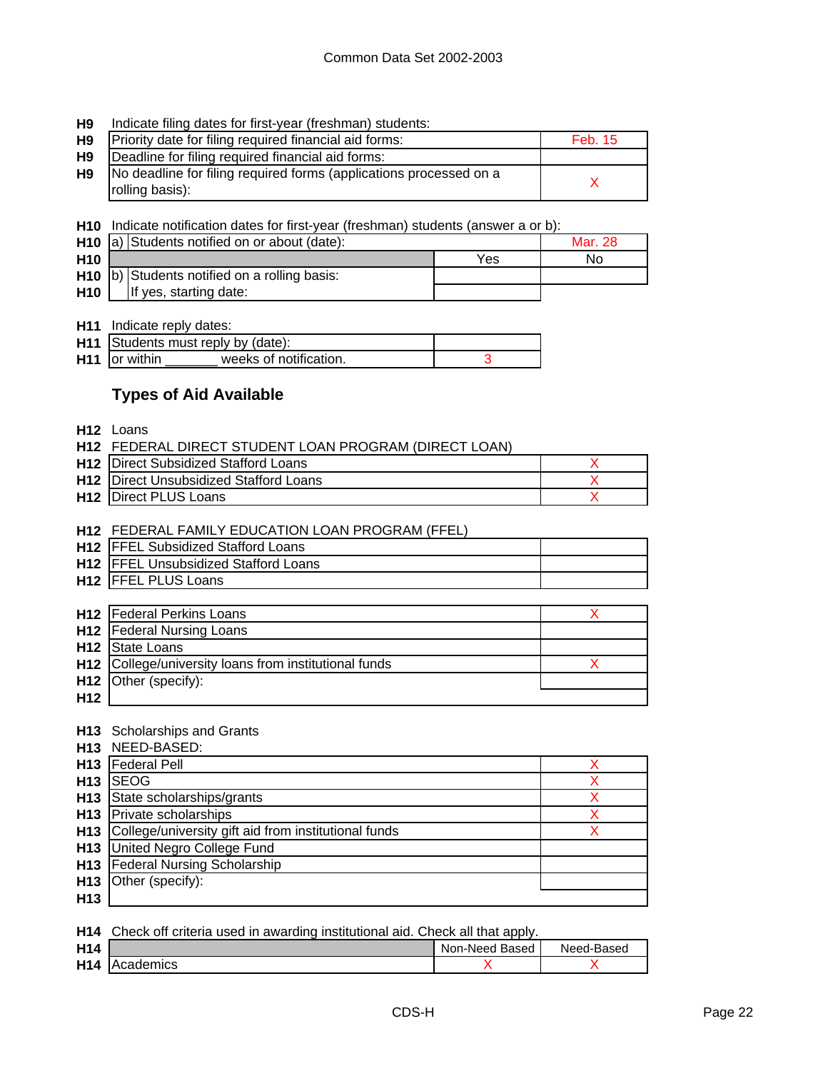**H9** Indicate filing dates for first-year (freshman) students:

| | | |
|---|---|---|
| H9 | Priority date for filing required financial aid forms: | Feb. 15 |
| H9 | Deadline for filing required financial aid forms: | |
| H9 | No deadline for filing required forms (applications processed on a rolling basis): | X |

**H10** Indicate notification dates for first-year (freshman) students (answer a or b):

| | | | |
|---|---|---|---|
| H10 | a) Students notified on or about (date): | | Mar. 28 |
| H10 | | Yes | No |
| H10 | b) Students notified on a rolling basis: | | |
| H10 | If yes, starting date: | | |

**H11** Indicate reply dates:

| | | |
|---|---|---|
| H11 | Students must reply by (date): | |
| H11 | or within _______ weeks of notification. | 3 |

## Types of Aid Available

**H12** Loans

**H12** FEDERAL DIRECT STUDENT LOAN PROGRAM (DIRECT LOAN)

| | | |
|---|---|---|
| H12 | Direct Subsidized Stafford Loans | X |
| H12 | Direct Unsubsidized Stafford Loans | X |
| H12 | Direct PLUS Loans | X |

**H12** FEDERAL FAMILY EDUCATION LOAN PROGRAM (FFEL)

| | | |
|---|---|---|
| H12 | FFEL Subsidized Stafford Loans | |
| H12 | FFEL Unsubsidized Stafford Loans | |
| H12 | FFEL PLUS Loans | |

| | | |
|---|---|---|
| H12 | Federal Perkins Loans | X |
| H12 | Federal Nursing Loans | |
| H12 | State Loans | |
| H12 | College/university loans from institutional funds | X |
| H12 | Other (specify): | |
| H12 | | |

**H13** Scholarships and Grants

**H13** NEED-BASED:

| | | |
|---|---|---|
| H13 | Federal Pell | X |
| H13 | SEOG | X |
| H13 | State scholarships/grants | X |
| H13 | Private scholarships | X |
| H13 | College/university gift aid from institutional funds | X |
| H13 | United Negro College Fund | |
| H13 | Federal Nursing Scholarship | |
| H13 | Other (specify): | |
| H13 | | |

**H14** Check off criteria used in awarding institutional aid. Check all that apply.

| | | Non-Need Based | Need-Based |
|---|---|---|---|
| H14 | Academics | X | X |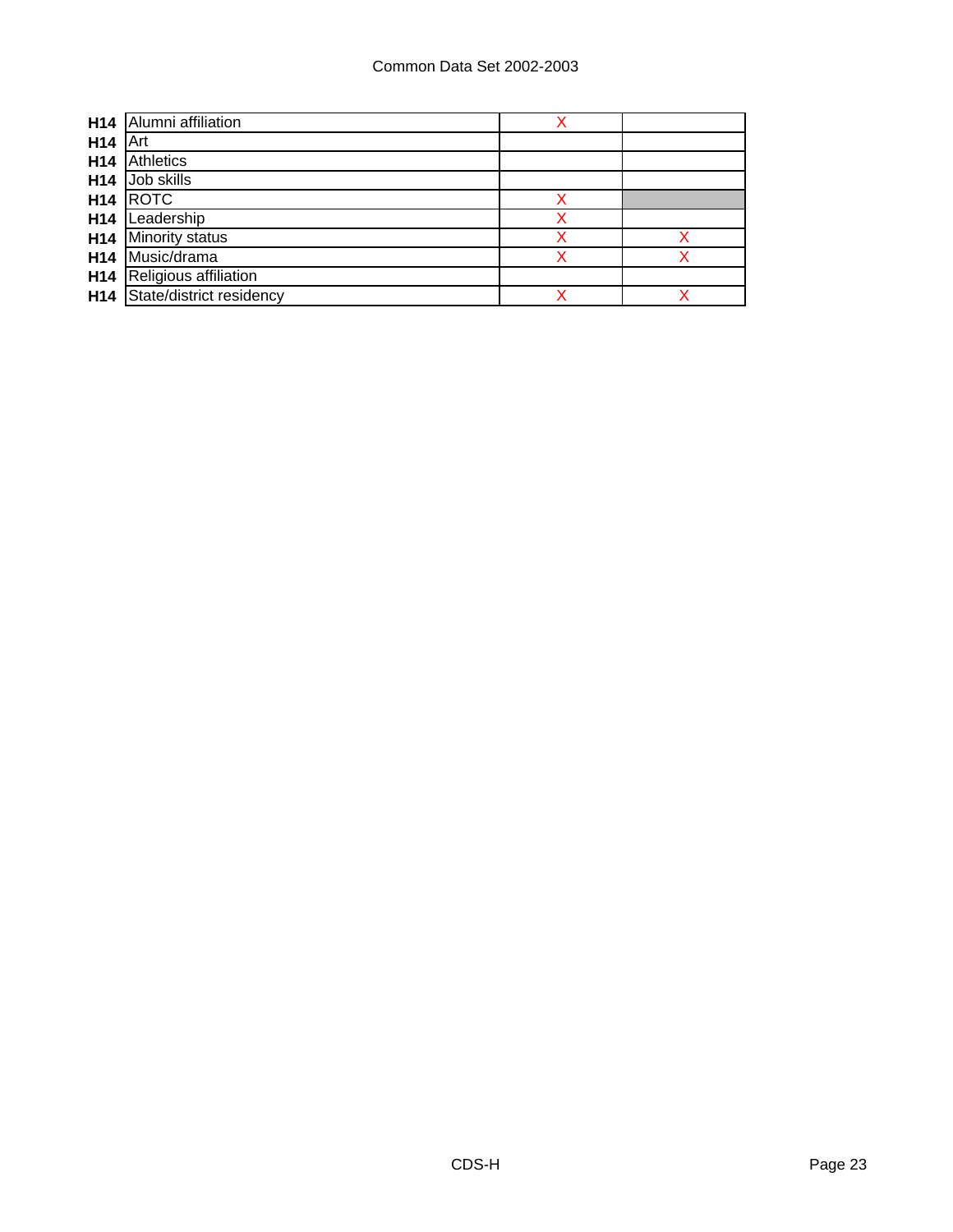| | | | |
|---|---|---|---|
| H14 | Alumni affiliation | X | |
| H14 | Art | | |
| H14 | Athletics | | |
| H14 | Job skills | | |
| H14 | ROTC | X | |
| H14 | Leadership | X | |
| H14 | Minority status | X | X |
| H14 | Music/drama | X | X |
| H14 | Religious affiliation | | |
| H14 | State/district residency | X | X |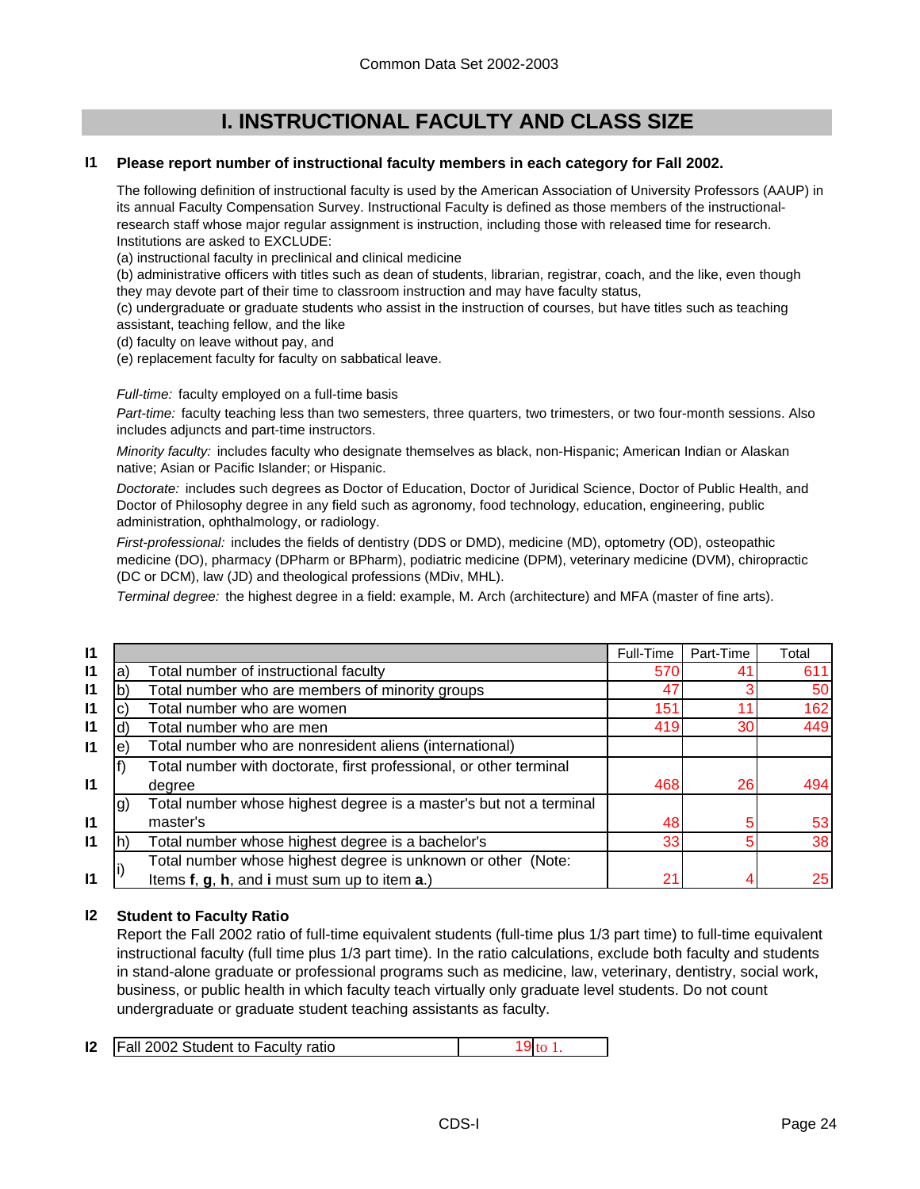Common Data Set 2002-2003

# I. INSTRUCTIONAL FACULTY AND CLASS SIZE

**I1 Please report number of instructional faculty members in each category for Fall 2002.**

The following definition of instructional faculty is used by the American Association of University Professors (AAUP) in its annual Faculty Compensation Survey. Instructional Faculty is defined as those members of the instructional-research staff whose major regular assignment is instruction, including those with released time for research. Institutions are asked to EXCLUDE:

(a) instructional faculty in preclinical and clinical medicine
(b) administrative officers with titles such as dean of students, librarian, registrar, coach, and the like, even though they may devote part of their time to classroom instruction and may have faculty status,
(c) undergraduate or graduate students who assist in the instruction of courses, but have titles such as teaching assistant, teaching fellow, and the like
(d) faculty on leave without pay, and
(e) replacement faculty for faculty on sabbatical leave.

*Full-time:* faculty employed on a full-time basis

*Part-time:* faculty teaching less than two semesters, three quarters, two trimesters, or two four-month sessions. Also includes adjuncts and part-time instructors.

*Minority faculty:* includes faculty who designate themselves as black, non-Hispanic; American Indian or Alaskan native; Asian or Pacific Islander; or Hispanic.

*Doctorate:* includes such degrees as Doctor of Education, Doctor of Juridical Science, Doctor of Public Health, and Doctor of Philosophy degree in any field such as agronomy, food technology, education, engineering, public administration, ophthalmology, or radiology.

*First-professional:* includes the fields of dentistry (DDS or DMD), medicine (MD), optometry (OD), osteopathic medicine (DO), pharmacy (DPharm or BPharm), podiatric medicine (DPM), veterinary medicine (DVM), chiropractic (DC or DCM), law (JD) and theological professions (MDiv, MHL).

*Terminal degree:* the highest degree in a field: example, M. Arch (architecture) and MFA (master of fine arts).

| | | | Full-Time | Part-Time | Total |
|---|---|---|---|---|---|
| I1 | a) | Total number of instructional faculty | 570 | 41 | 611 |
| I1 | b) | Total number who are members of minority groups | 47 | 3 | 50 |
| I1 | c) | Total number who are women | 151 | 11 | 162 |
| I1 | d) | Total number who are men | 419 | 30 | 449 |
| I1 | e) | Total number who are nonresident aliens (international) | | | |
| I1 | f) | Total number with doctorate, first professional, or other terminal degree | 468 | 26 | 494 |
| I1 | g) | Total number whose highest degree is a master's but not a terminal master's | 48 | 5 | 53 |
| I1 | h) | Total number whose highest degree is a bachelor's | 33 | 5 | 38 |
| I1 | i) | Total number whose highest degree is unknown or other (Note: Items **f**, **g**, **h**, and **i** must sum up to item **a**.) | 21 | 4 | 25 |

**I2 Student to Faculty Ratio**

Report the Fall 2002 ratio of full-time equivalent students (full-time plus 1/3 part time) to full-time equivalent instructional faculty (full time plus 1/3 part time). In the ratio calculations, exclude both faculty and students in stand-alone graduate or professional programs such as medicine, law, veterinary, dentistry, social work, business, or public health in which faculty teach virtually only graduate level students. Do not count undergraduate or graduate student teaching assistants as faculty.

| | | |
|---|---|---|
| I2 | Fall 2002 Student to Faculty ratio | 19 to 1. |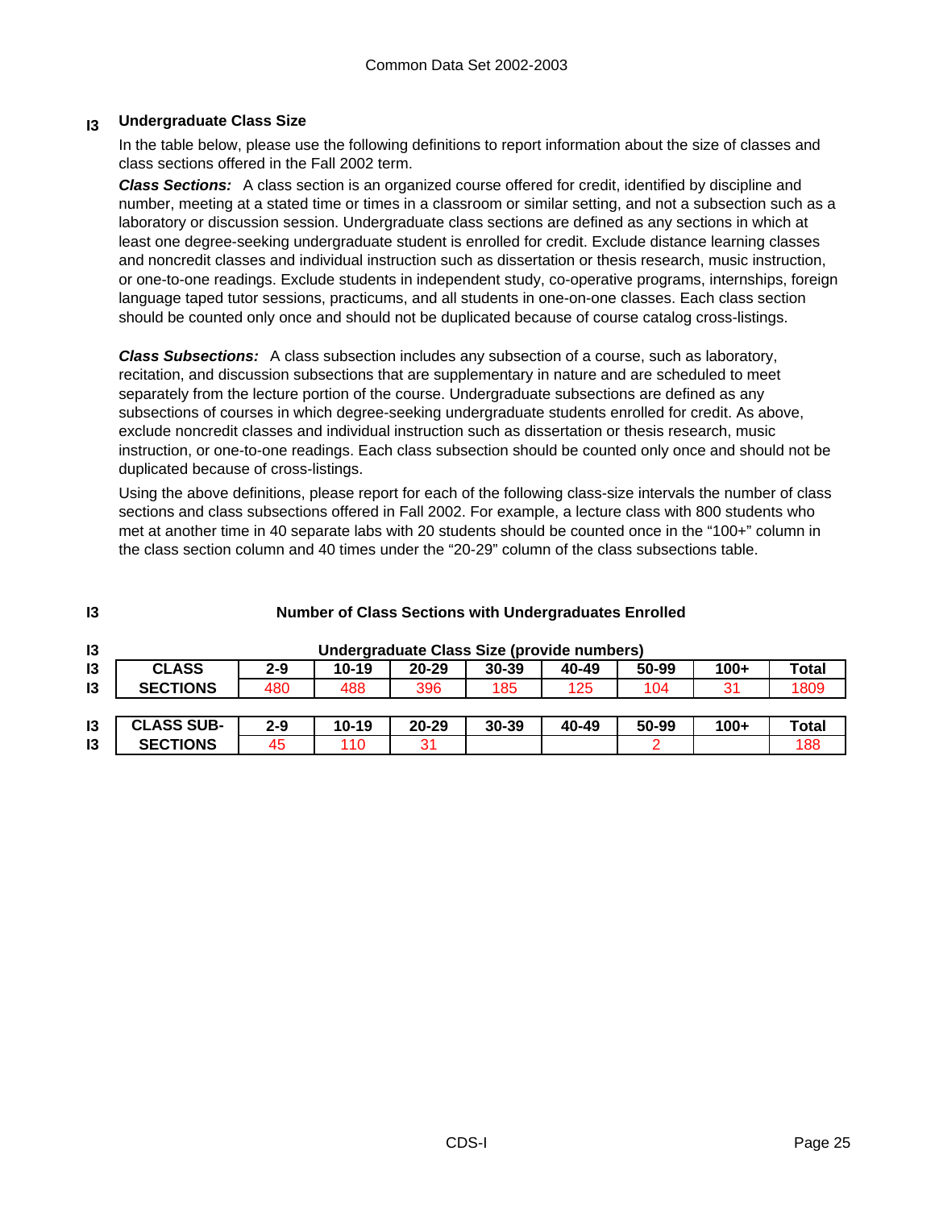## I3 Undergraduate Class Size

In the table below, please use the following definitions to report information about the size of classes and class sections offered in the Fall 2002 term.

***Class Sections:*** A class section is an organized course offered for credit, identified by discipline and number, meeting at a stated time or times in a classroom or similar setting, and not a subsection such as a laboratory or discussion session. Undergraduate class sections are defined as any sections in which at least one degree-seeking undergraduate student is enrolled for credit. Exclude distance learning classes and noncredit classes and individual instruction such as dissertation or thesis research, music instruction, or one-to-one readings. Exclude students in independent study, co-operative programs, internships, foreign language taped tutor sessions, practicums, and all students in one-on-one classes. Each class section should be counted only once and should not be duplicated because of course catalog cross-listings.

***Class Subsections:*** A class subsection includes any subsection of a course, such as laboratory, recitation, and discussion subsections that are supplementary in nature and are scheduled to meet separately from the lecture portion of the course. Undergraduate subsections are defined as any subsections of courses in which degree-seeking undergraduate students enrolled for credit. As above, exclude noncredit classes and individual instruction such as dissertation or thesis research, music instruction, or one-to-one readings. Each class subsection should be counted only once and should not be duplicated because of cross-listings.

Using the above definitions, please report for each of the following class-size intervals the number of class sections and class subsections offered in Fall 2002. For example, a lecture class with 800 students who met at another time in 40 separate labs with 20 students should be counted once in the "100+" column in the class section column and 40 times under the "20-29" column of the class subsections table.

**I3 Number of Class Sections with Undergraduates Enrolled**

**Undergraduate Class Size (provide numbers)**

| CLASS SECTIONS | 2-9 | 10-19 | 20-29 | 30-39 | 40-49 | 50-99 | 100+ | Total |
|---|---|---|---|---|---|---|---|---|
| | 480 | 488 | 396 | 185 | 125 | 104 | 31 | 1809 |

| CLASS SUB-SECTIONS | 2-9 | 10-19 | 20-29 | 30-39 | 40-49 | 50-99 | 100+ | Total |
|---|---|---|---|---|---|---|---|---|
| | 45 | 110 | 31 | | | 2 | | 188 |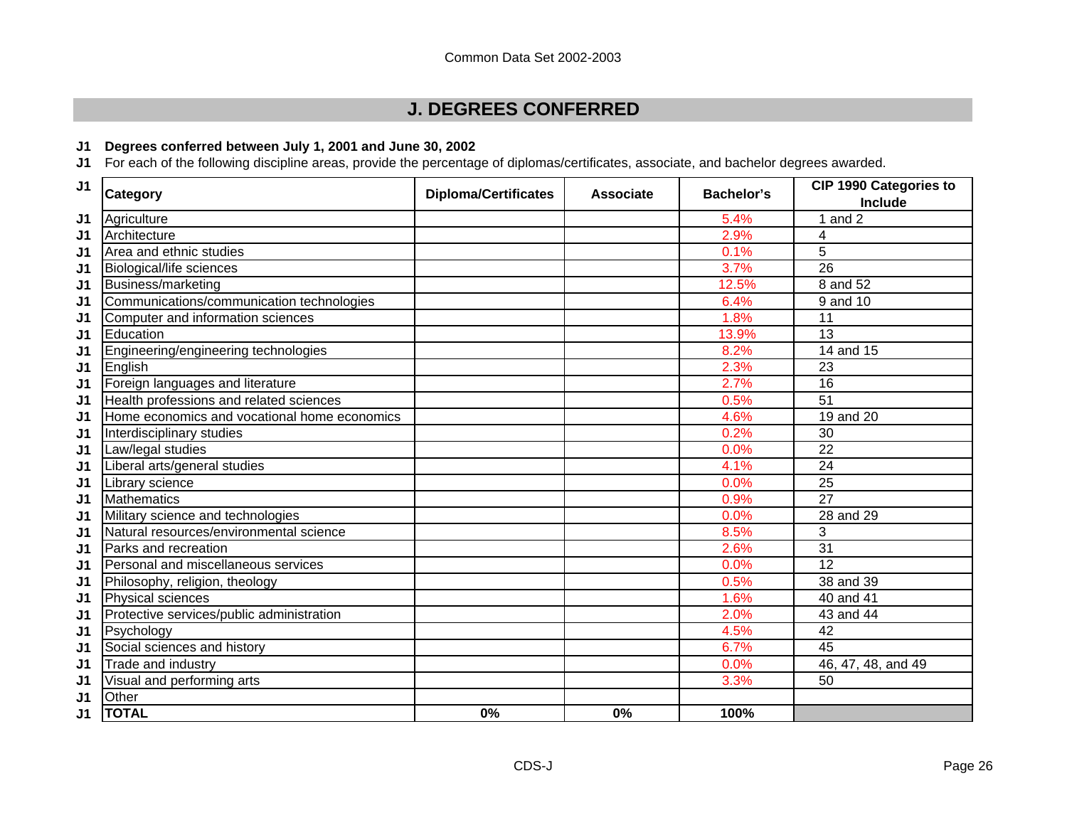## J. DEGREES CONFERRED

**J1 Degrees conferred between July 1, 2001 and June 30, 2002**

J1 For each of the following discipline areas, provide the percentage of diplomas/certificates, associate, and bachelor degrees awarded.

| J1 | Category | Diploma/Certificates | Associate | Bachelor's | CIP 1990 Categories to Include |
|---|---|---|---|---|---|
| J1 | Agriculture | | | 5.4% | 1 and 2 |
| J1 | Architecture | | | 2.9% | 4 |
| J1 | Area and ethnic studies | | | 0.1% | 5 |
| J1 | Biological/life sciences | | | 3.7% | 26 |
| J1 | Business/marketing | | | 12.5% | 8 and 52 |
| J1 | Communications/communication technologies | | | 6.4% | 9 and 10 |
| J1 | Computer and information sciences | | | 1.8% | 11 |
| J1 | Education | | | 13.9% | 13 |
| J1 | Engineering/engineering technologies | | | 8.2% | 14 and 15 |
| J1 | English | | | 2.3% | 23 |
| J1 | Foreign languages and literature | | | 2.7% | 16 |
| J1 | Health professions and related sciences | | | 0.5% | 51 |
| J1 | Home economics and vocational home economics | | | 4.6% | 19 and 20 |
| J1 | Interdisciplinary studies | | | 0.2% | 30 |
| J1 | Law/legal studies | | | 0.0% | 22 |
| J1 | Liberal arts/general studies | | | 4.1% | 24 |
| J1 | Library science | | | 0.0% | 25 |
| J1 | Mathematics | | | 0.9% | 27 |
| J1 | Military science and technologies | | | 0.0% | 28 and 29 |
| J1 | Natural resources/environmental science | | | 8.5% | 3 |
| J1 | Parks and recreation | | | 2.6% | 31 |
| J1 | Personal and miscellaneous services | | | 0.0% | 12 |
| J1 | Philosophy, religion, theology | | | 0.5% | 38 and 39 |
| J1 | Physical sciences | | | 1.6% | 40 and 41 |
| J1 | Protective services/public administration | | | 2.0% | 43 and 44 |
| J1 | Psychology | | | 4.5% | 42 |
| J1 | Social sciences and history | | | 6.7% | 45 |
| J1 | Trade and industry | | | 0.0% | 46, 47, 48, and 49 |
| J1 | Visual and performing arts | | | 3.3% | 50 |
| J1 | Other | | | | |
| J1 | **TOTAL** | **0%** | **0%** | **100%** | |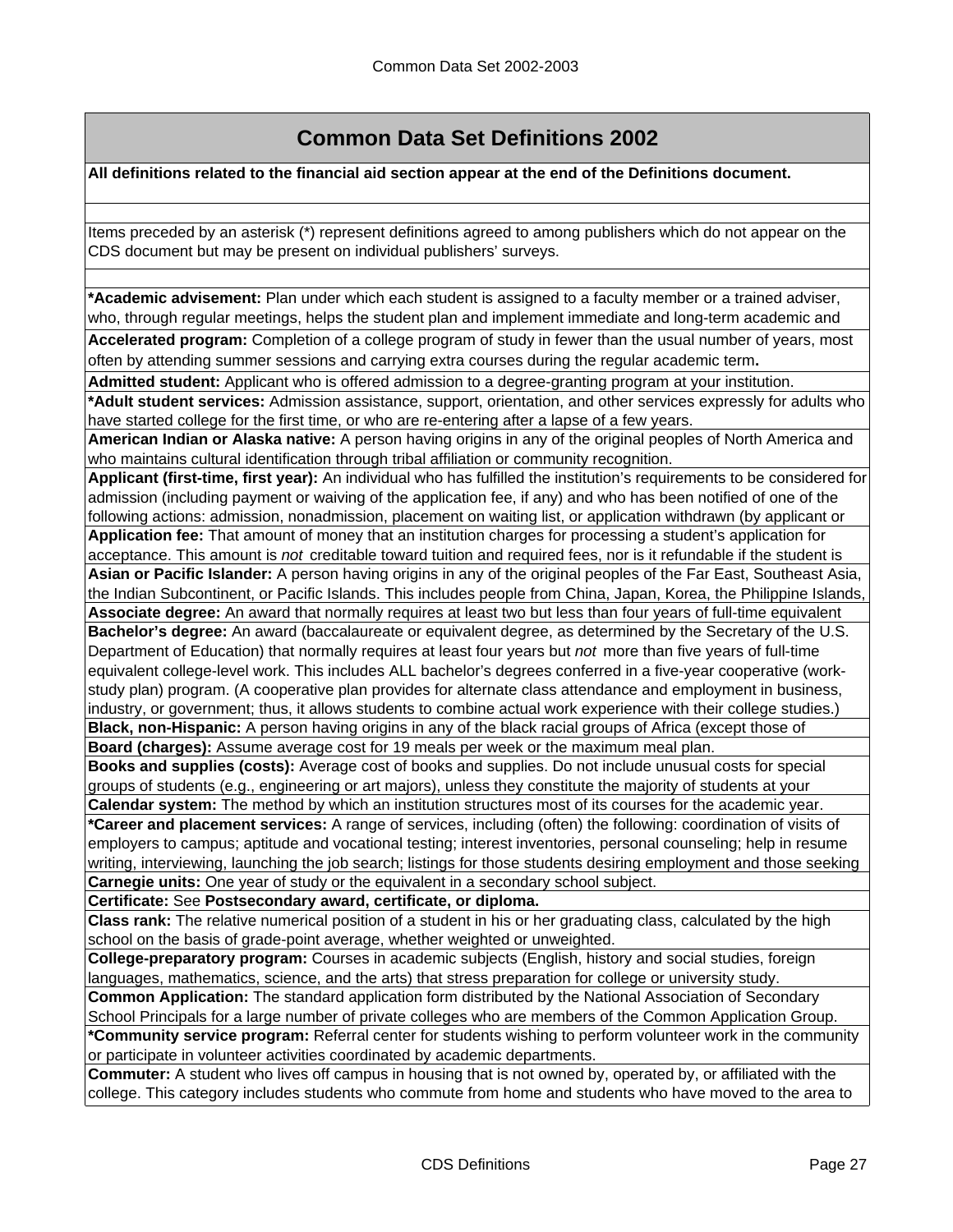# Common Data Set Definitions 2002

**All definitions related to the financial aid section appear at the end of the Definitions document.**

Items preceded by an asterisk (*) represent definitions agreed to among publishers which do not appear on the CDS document but may be present on individual publishers' surveys.

**\*Academic advisement:** Plan under which each student is assigned to a faculty member or a trained adviser, who, through regular meetings, helps the student plan and implement immediate and long-term academic and

**Accelerated program:** Completion of a college program of study in fewer than the usual number of years, most often by attending summer sessions and carrying extra courses during the regular academic term**.**

**Admitted student:** Applicant who is offered admission to a degree-granting program at your institution.

**\*Adult student services:** Admission assistance, support, orientation, and other services expressly for adults who have started college for the first time, or who are re-entering after a lapse of a few years.

**American Indian or Alaska native:** A person having origins in any of the original peoples of North America and who maintains cultural identification through tribal affiliation or community recognition.

**Applicant (first-time, first year):** An individual who has fulfilled the institution's requirements to be considered for admission (including payment or waiving of the application fee, if any) and who has been notified of one of the following actions: admission, nonadmission, placement on waiting list, or application withdrawn (by applicant or

**Application fee:** That amount of money that an institution charges for processing a student's application for acceptance. This amount is *not* creditable toward tuition and required fees, nor is it refundable if the student is

**Asian or Pacific Islander:** A person having origins in any of the original peoples of the Far East, Southeast Asia, the Indian Subcontinent, or Pacific Islands. This includes people from China, Japan, Korea, the Philippine Islands,

**Associate degree:** An award that normally requires at least two but less than four years of full-time equivalent

**Bachelor's degree:** An award (baccalaureate or equivalent degree, as determined by the Secretary of the U.S. Department of Education) that normally requires at least four years but *not* more than five years of full-time equivalent college-level work. This includes ALL bachelor's degrees conferred in a five-year cooperative (work-study plan) program. (A cooperative plan provides for alternate class attendance and employment in business, industry, or government; thus, it allows students to combine actual work experience with their college studies.)

**Black, non-Hispanic:** A person having origins in any of the black racial groups of Africa (except those of

**Board (charges):** Assume average cost for 19 meals per week or the maximum meal plan.

**Books and supplies (costs):** Average cost of books and supplies. Do not include unusual costs for special groups of students (e.g., engineering or art majors), unless they constitute the majority of students at your

**Calendar system:** The method by which an institution structures most of its courses for the academic year.

**\*Career and placement services:** A range of services, including (often) the following: coordination of visits of employers to campus; aptitude and vocational testing; interest inventories, personal counseling; help in resume writing, interviewing, launching the job search; listings for those students desiring employment and those seeking

**Carnegie units:** One year of study or the equivalent in a secondary school subject.

**Certificate:** See **Postsecondary award, certificate, or diploma.**

**Class rank:** The relative numerical position of a student in his or her graduating class, calculated by the high school on the basis of grade-point average, whether weighted or unweighted.

**College-preparatory program:** Courses in academic subjects (English, history and social studies, foreign languages, mathematics, science, and the arts) that stress preparation for college or university study.

**Common Application:** The standard application form distributed by the National Association of Secondary School Principals for a large number of private colleges who are members of the Common Application Group.

**\*Community service program:** Referral center for students wishing to perform volunteer work in the community or participate in volunteer activities coordinated by academic departments.

**Commuter:** A student who lives off campus in housing that is not owned by, operated by, or affiliated with the college. This category includes students who commute from home and students who have moved to the area to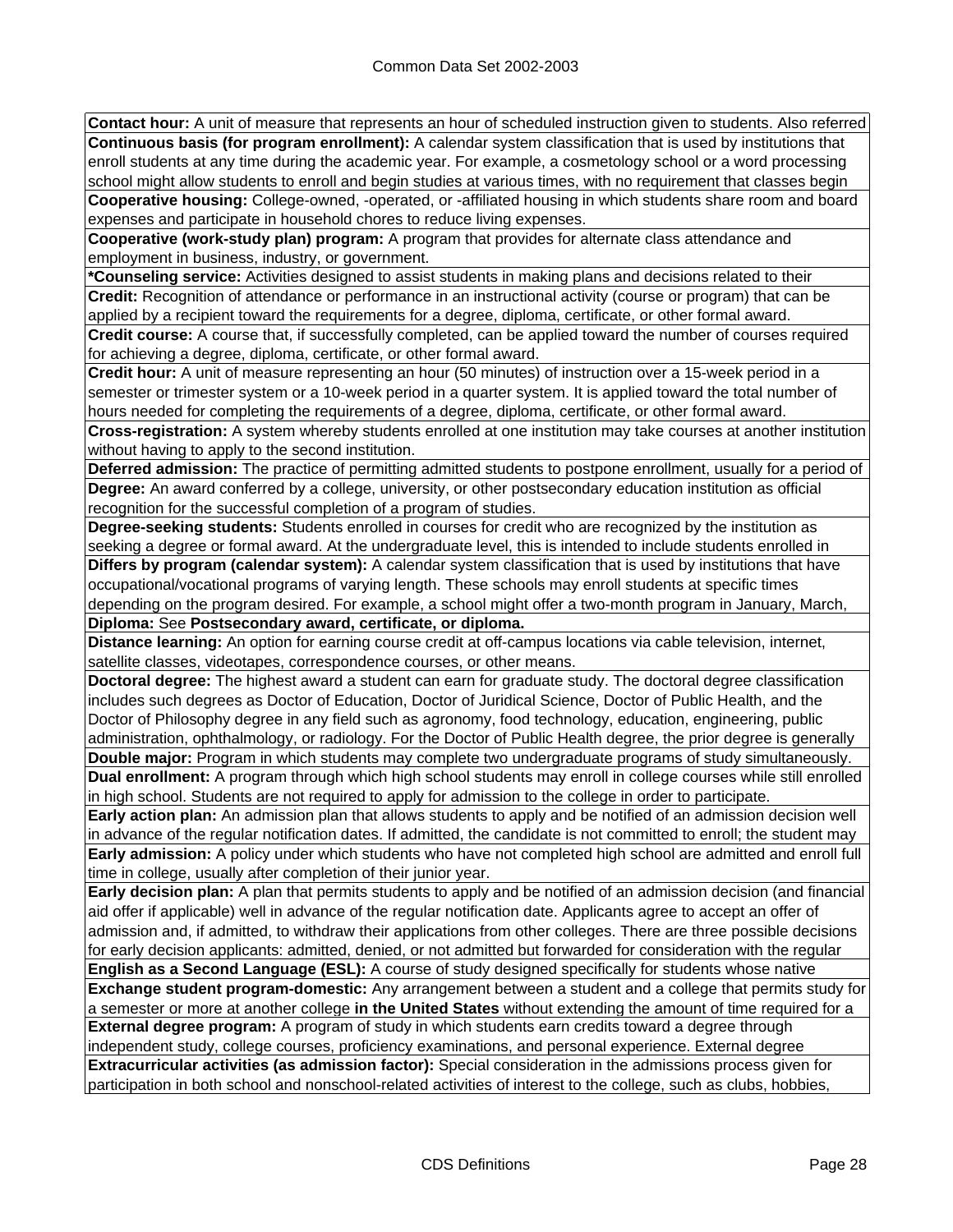**Contact hour:** A unit of measure that represents an hour of scheduled instruction given to students. Also referred

**Continuous basis (for program enrollment):** A calendar system classification that is used by institutions that enroll students at any time during the academic year. For example, a cosmetology school or a word processing school might allow students to enroll and begin studies at various times, with no requirement that classes begin

**Cooperative housing:** College-owned, -operated, or -affiliated housing in which students share room and board expenses and participate in household chores to reduce living expenses.

**Cooperative (work-study plan) program:** A program that provides for alternate class attendance and employment in business, industry, or government.

***Counseling service:** Activities designed to assist students in making plans and decisions related to their

**Credit:** Recognition of attendance or performance in an instructional activity (course or program) that can be applied by a recipient toward the requirements for a degree, diploma, certificate, or other formal award.

**Credit course:** A course that, if successfully completed, can be applied toward the number of courses required for achieving a degree, diploma, certificate, or other formal award.

**Credit hour:** A unit of measure representing an hour (50 minutes) of instruction over a 15-week period in a semester or trimester system or a 10-week period in a quarter system. It is applied toward the total number of hours needed for completing the requirements of a degree, diploma, certificate, or other formal award.

**Cross-registration:** A system whereby students enrolled at one institution may take courses at another institution without having to apply to the second institution.

**Deferred admission:** The practice of permitting admitted students to postpone enrollment, usually for a period of

**Degree:** An award conferred by a college, university, or other postsecondary education institution as official recognition for the successful completion of a program of studies.

**Degree-seeking students:** Students enrolled in courses for credit who are recognized by the institution as seeking a degree or formal award. At the undergraduate level, this is intended to include students enrolled in

**Differs by program (calendar system):** A calendar system classification that is used by institutions that have occupational/vocational programs of varying length. These schools may enroll students at specific times depending on the program desired. For example, a school might offer a two-month program in January, March,

**Diploma:** See **Postsecondary award, certificate, or diploma.**

**Distance learning:** An option for earning course credit at off-campus locations via cable television, internet, satellite classes, videotapes, correspondence courses, or other means.

**Doctoral degree:** The highest award a student can earn for graduate study. The doctoral degree classification includes such degrees as Doctor of Education, Doctor of Juridical Science, Doctor of Public Health, and the Doctor of Philosophy degree in any field such as agronomy, food technology, education, engineering, public administration, ophthalmology, or radiology. For the Doctor of Public Health degree, the prior degree is generally

**Double major:** Program in which students may complete two undergraduate programs of study simultaneously.

**Dual enrollment:** A program through which high school students may enroll in college courses while still enrolled in high school. Students are not required to apply for admission to the college in order to participate.

**Early action plan:** An admission plan that allows students to apply and be notified of an admission decision well in advance of the regular notification dates. If admitted, the candidate is not committed to enroll; the student may

**Early admission:** A policy under which students who have not completed high school are admitted and enroll full time in college, usually after completion of their junior year.

**Early decision plan:** A plan that permits students to apply and be notified of an admission decision (and financial aid offer if applicable) well in advance of the regular notification date. Applicants agree to accept an offer of admission and, if admitted, to withdraw their applications from other colleges. There are three possible decisions for early decision applicants: admitted, denied, or not admitted but forwarded for consideration with the regular

**English as a Second Language (ESL):** A course of study designed specifically for students whose native

**Exchange student program-domestic:** Any arrangement between a student and a college that permits study for a semester or more at another college **in the United States** without extending the amount of time required for a

**External degree program:** A program of study in which students earn credits toward a degree through independent study, college courses, proficiency examinations, and personal experience. External degree

**Extracurricular activities (as admission factor):** Special consideration in the admissions process given for participation in both school and nonschool-related activities of interest to the college, such as clubs, hobbies,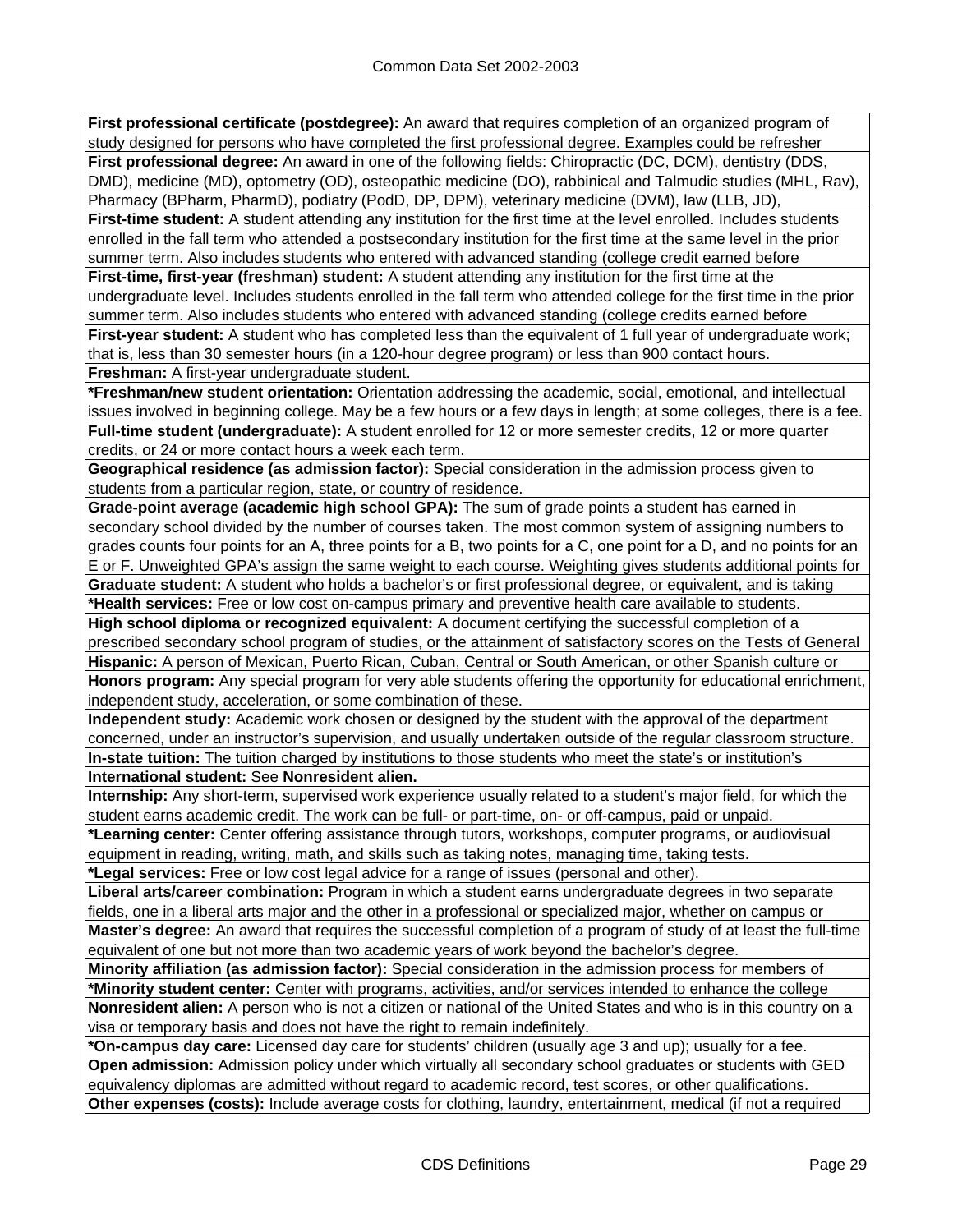**First professional certificate (postdegree):** An award that requires completion of an organized program of study designed for persons who have completed the first professional degree. Examples could be refresher

**First professional degree:** An award in one of the following fields: Chiropractic (DC, DCM), dentistry (DDS, DMD), medicine (MD), optometry (OD), osteopathic medicine (DO), rabbinical and Talmudic studies (MHL, Rav), Pharmacy (BPharm, PharmD), podiatry (PodD, DP, DPM), veterinary medicine (DVM), law (LLB, JD),

**First-time student:** A student attending any institution for the first time at the level enrolled. Includes students enrolled in the fall term who attended a postsecondary institution for the first time at the same level in the prior summer term. Also includes students who entered with advanced standing (college credit earned before

**First-time, first-year (freshman) student:** A student attending any institution for the first time at the undergraduate level. Includes students enrolled in the fall term who attended college for the first time in the prior summer term. Also includes students who entered with advanced standing (college credits earned before

**First-year student:** A student who has completed less than the equivalent of 1 full year of undergraduate work; that is, less than 30 semester hours (in a 120-hour degree program) or less than 900 contact hours.

**Freshman:** A first-year undergraduate student.

***Freshman/new student orientation:** Orientation addressing the academic, social, emotional, and intellectual issues involved in beginning college. May be a few hours or a few days in length; at some colleges, there is a fee.

**Full-time student (undergraduate):** A student enrolled for 12 or more semester credits, 12 or more quarter credits, or 24 or more contact hours a week each term.

**Geographical residence (as admission factor):** Special consideration in the admission process given to students from a particular region, state, or country of residence.

**Grade-point average (academic high school GPA):** The sum of grade points a student has earned in secondary school divided by the number of courses taken. The most common system of assigning numbers to grades counts four points for an A, three points for a B, two points for a C, one point for a D, and no points for an E or F. Unweighted GPA's assign the same weight to each course. Weighting gives students additional points for

**Graduate student:** A student who holds a bachelor's or first professional degree, or equivalent, and is taking

***Health services:** Free or low cost on-campus primary and preventive health care available to students.

**High school diploma or recognized equivalent:** A document certifying the successful completion of a prescribed secondary school program of studies, or the attainment of satisfactory scores on the Tests of General

**Hispanic:** A person of Mexican, Puerto Rican, Cuban, Central or South American, or other Spanish culture or

**Honors program:** Any special program for very able students offering the opportunity for educational enrichment, independent study, acceleration, or some combination of these.

**Independent study:** Academic work chosen or designed by the student with the approval of the department concerned, under an instructor's supervision, and usually undertaken outside of the regular classroom structure.

**In-state tuition:** The tuition charged by institutions to those students who meet the state's or institution's

**International student:** See **Nonresident alien.**

**Internship:** Any short-term, supervised work experience usually related to a student's major field, for which the student earns academic credit. The work can be full- or part-time, on- or off-campus, paid or unpaid.

***Learning center:** Center offering assistance through tutors, workshops, computer programs, or audiovisual equipment in reading, writing, math, and skills such as taking notes, managing time, taking tests.

***Legal services:** Free or low cost legal advice for a range of issues (personal and other).

**Liberal arts/career combination:** Program in which a student earns undergraduate degrees in two separate fields, one in a liberal arts major and the other in a professional or specialized major, whether on campus or

**Master's degree:** An award that requires the successful completion of a program of study of at least the full-time equivalent of one but not more than two academic years of work beyond the bachelor's degree.

**Minority affiliation (as admission factor):** Special consideration in the admission process for members of

***Minority student center:** Center with programs, activities, and/or services intended to enhance the college

**Nonresident alien:** A person who is not a citizen or national of the United States and who is in this country on a visa or temporary basis and does not have the right to remain indefinitely.

***On-campus day care:** Licensed day care for students' children (usually age 3 and up); usually for a fee.

**Open admission:** Admission policy under which virtually all secondary school graduates or students with GED equivalency diplomas are admitted without regard to academic record, test scores, or other qualifications.

**Other expenses (costs):** Include average costs for clothing, laundry, entertainment, medical (if not a required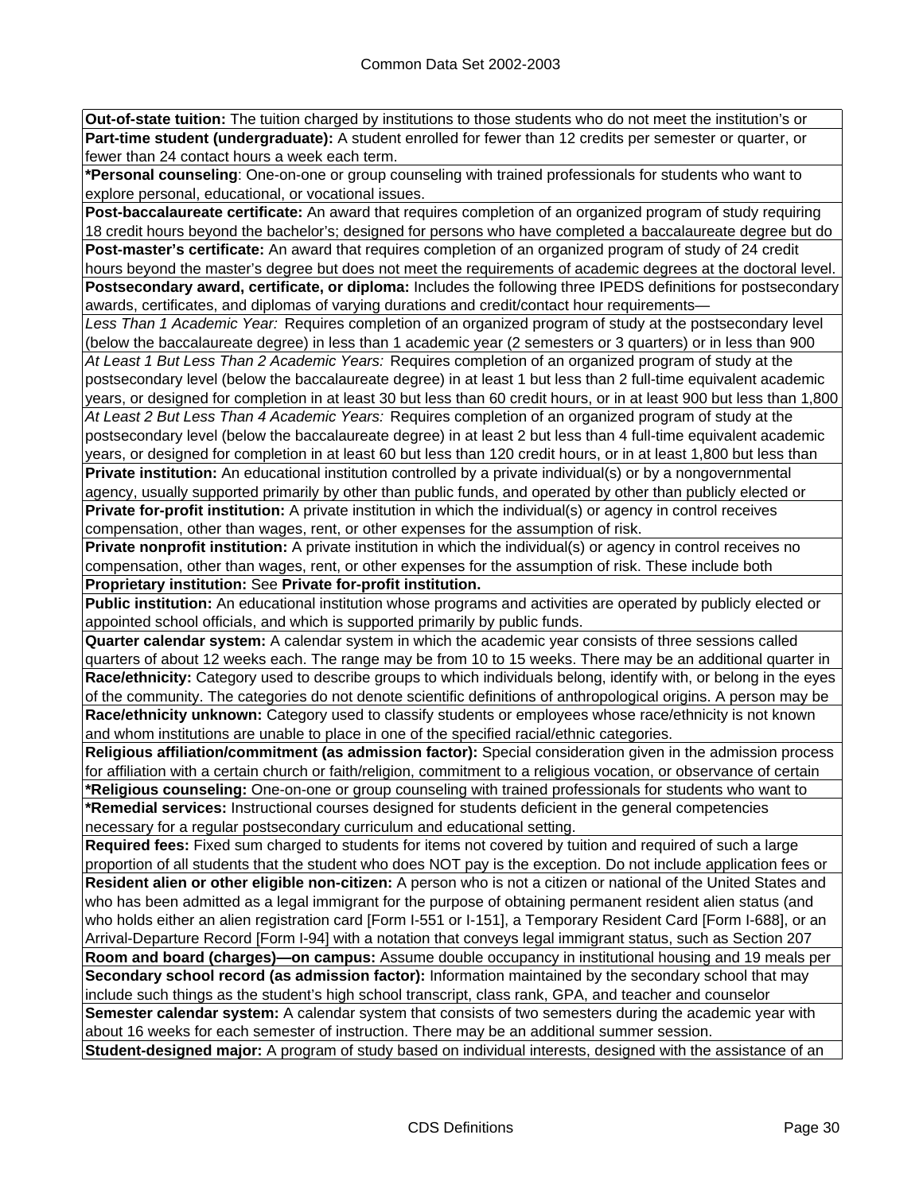**Out-of-state tuition:** The tuition charged by institutions to those students who do not meet the institution's or

**Part-time student (undergraduate):** A student enrolled for fewer than 12 credits per semester or quarter, or fewer than 24 contact hours a week each term.

***Personal counseling**: One-on-one or group counseling with trained professionals for students who want to explore personal, educational, or vocational issues.

**Post-baccalaureate certificate:** An award that requires completion of an organized program of study requiring 18 credit hours beyond the bachelor's; designed for persons who have completed a baccalaureate degree but do

**Post-master's certificate:** An award that requires completion of an organized program of study of 24 credit hours beyond the master's degree but does not meet the requirements of academic degrees at the doctoral level.

**Postsecondary award, certificate, or diploma:** Includes the following three IPEDS definitions for postsecondary awards, certificates, and diplomas of varying durations and credit/contact hour requirements—

*Less Than 1 Academic Year:* Requires completion of an organized program of study at the postsecondary level (below the baccalaureate degree) in less than 1 academic year (2 semesters or 3 quarters) or in less than 900

*At Least 1 But Less Than 2 Academic Years:* Requires completion of an organized program of study at the postsecondary level (below the baccalaureate degree) in at least 1 but less than 2 full-time equivalent academic years, or designed for completion in at least 30 but less than 60 credit hours, or in at least 900 but less than 1,800

*At Least 2 But Less Than 4 Academic Years:* Requires completion of an organized program of study at the postsecondary level (below the baccalaureate degree) in at least 2 but less than 4 full-time equivalent academic years, or designed for completion in at least 60 but less than 120 credit hours, or in at least 1,800 but less than

**Private institution:** An educational institution controlled by a private individual(s) or by a nongovernmental agency, usually supported primarily by other than public funds, and operated by other than publicly elected or

**Private for-profit institution:** A private institution in which the individual(s) or agency in control receives compensation, other than wages, rent, or other expenses for the assumption of risk.

**Private nonprofit institution:** A private institution in which the individual(s) or agency in control receives no compensation, other than wages, rent, or other expenses for the assumption of risk. These include both

**Proprietary institution:** See **Private for-profit institution.**

**Public institution:** An educational institution whose programs and activities are operated by publicly elected or appointed school officials, and which is supported primarily by public funds.

**Quarter calendar system:** A calendar system in which the academic year consists of three sessions called quarters of about 12 weeks each. The range may be from 10 to 15 weeks. There may be an additional quarter in

**Race/ethnicity:** Category used to describe groups to which individuals belong, identify with, or belong in the eyes of the community. The categories do not denote scientific definitions of anthropological origins. A person may be

**Race/ethnicity unknown:** Category used to classify students or employees whose race/ethnicity is not known and whom institutions are unable to place in one of the specified racial/ethnic categories.

**Religious affiliation/commitment (as admission factor):** Special consideration given in the admission process for affiliation with a certain church or faith/religion, commitment to a religious vocation, or observance of certain

***Religious counseling:** One-on-one or group counseling with trained professionals for students who want to

***Remedial services:** Instructional courses designed for students deficient in the general competencies necessary for a regular postsecondary curriculum and educational setting.

**Required fees:** Fixed sum charged to students for items not covered by tuition and required of such a large proportion of all students that the student who does NOT pay is the exception. Do not include application fees or

**Resident alien or other eligible non-citizen:** A person who is not a citizen or national of the United States and who has been admitted as a legal immigrant for the purpose of obtaining permanent resident alien status (and who holds either an alien registration card [Form I-551 or I-151], a Temporary Resident Card [Form I-688], or an Arrival-Departure Record [Form I-94] with a notation that conveys legal immigrant status, such as Section 207

**Room and board (charges)—on campus:** Assume double occupancy in institutional housing and 19 meals per

**Secondary school record (as admission factor):** Information maintained by the secondary school that may include such things as the student's high school transcript, class rank, GPA, and teacher and counselor

**Semester calendar system:** A calendar system that consists of two semesters during the academic year with about 16 weeks for each semester of instruction. There may be an additional summer session.

**Student-designed major:** A program of study based on individual interests, designed with the assistance of an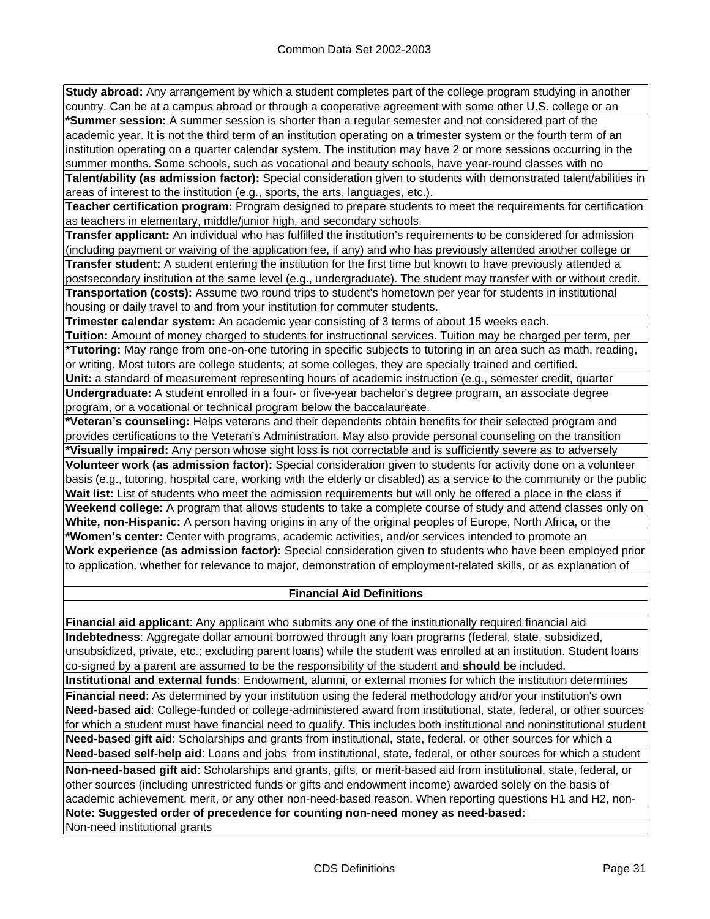**Study abroad:** Any arrangement by which a student completes part of the college program studying in another country. Can be at a campus abroad or through a cooperative agreement with some other U.S. college or an

***Summer session:** A summer session is shorter than a regular semester and not considered part of the academic year. It is not the third term of an institution operating on a trimester system or the fourth term of an institution operating on a quarter calendar system. The institution may have 2 or more sessions occurring in the summer months. Some schools, such as vocational and beauty schools, have year-round classes with no

**Talent/ability (as admission factor):** Special consideration given to students with demonstrated talent/abilities in areas of interest to the institution (e.g., sports, the arts, languages, etc.).

**Teacher certification program:** Program designed to prepare students to meet the requirements for certification as teachers in elementary, middle/junior high, and secondary schools.

**Transfer applicant:** An individual who has fulfilled the institution's requirements to be considered for admission (including payment or waiving of the application fee, if any) and who has previously attended another college or

**Transfer student:** A student entering the institution for the first time but known to have previously attended a postsecondary institution at the same level (e.g., undergraduate). The student may transfer with or without credit.

**Transportation (costs):** Assume two round trips to student's hometown per year for students in institutional housing or daily travel to and from your institution for commuter students.

**Trimester calendar system:** An academic year consisting of 3 terms of about 15 weeks each.

**Tuition:** Amount of money charged to students for instructional services. Tuition may be charged per term, per

***Tutoring:** May range from one-on-one tutoring in specific subjects to tutoring in an area such as math, reading, or writing. Most tutors are college students; at some colleges, they are specially trained and certified.

**Unit:** a standard of measurement representing hours of academic instruction (e.g., semester credit, quarter

**Undergraduate:** A student enrolled in a four- or five-year bachelor's degree program, an associate degree program, or a vocational or technical program below the baccalaureate.

***Veteran's counseling:** Helps veterans and their dependents obtain benefits for their selected program and provides certifications to the Veteran's Administration. May also provide personal counseling on the transition

***Visually impaired:** Any person whose sight loss is not correctable and is sufficiently severe as to adversely

**Volunteer work (as admission factor):** Special consideration given to students for activity done on a volunteer basis (e.g., tutoring, hospital care, working with the elderly or disabled) as a service to the community or the public

**Wait list:** List of students who meet the admission requirements but will only be offered a place in the class if

**Weekend college:** A program that allows students to take a complete course of study and attend classes only on

**White, non-Hispanic:** A person having origins in any of the original peoples of Europe, North Africa, or the

***Women's center:** Center with programs, academic activities, and/or services intended to promote an

**Work experience (as admission factor):** Special consideration given to students who have been employed prior to application, whether for relevance to major, demonstration of employment-related skills, or as explanation of

## Financial Aid Definitions

**Financial aid applicant**: Any applicant who submits any one of the institutionally required financial aid

**Indebtedness**: Aggregate dollar amount borrowed through any loan programs (federal, state, subsidized, unsubsidized, private, etc.; excluding parent loans) while the student was enrolled at an institution. Student loans co-signed by a parent are assumed to be the responsibility of the student and **should** be included.

**Institutional and external funds**: Endowment, alumni, or external monies for which the institution determines

**Financial need**: As determined by your institution using the federal methodology and/or your institution's own

**Need-based aid**: College-funded or college-administered award from institutional, state, federal, or other sources for which a student must have financial need to qualify. This includes both institutional and noninstitutional student

**Need-based gift aid**: Scholarships and grants from institutional, state, federal, or other sources for which a

**Need-based self-help aid**: Loans and jobs from institutional, state, federal, or other sources for which a student

**Non-need-based gift aid**: Scholarships and grants, gifts, or merit-based aid from institutional, state, federal, or other sources (including unrestricted funds or gifts and endowment income) awarded solely on the basis of academic achievement, merit, or any other non-need-based reason. When reporting questions H1 and H2, non-

**Note: Suggested order of precedence for counting non-need money as need-based:**

Non-need institutional grants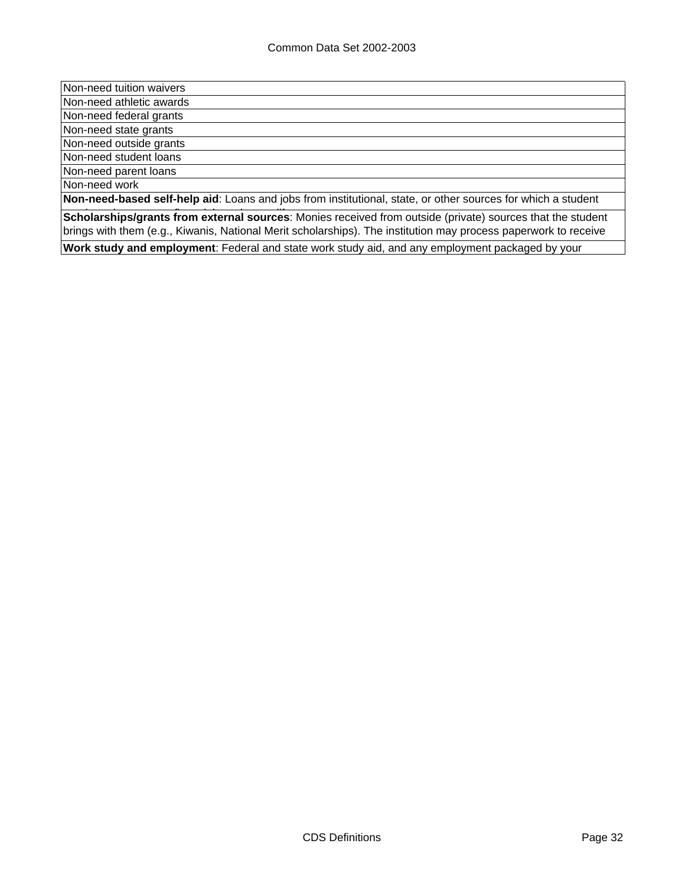| |
|---|
| Non-need tuition waivers |
| Non-need athletic awards |
| Non-need federal grants |
| Non-need state grants |
| Non-need outside grants |
| Non-need student loans |
| Non-need parent loans |
| Non-need work |
| **Non-need-based self-help aid**: Loans and jobs from institutional, state, or other sources for which a student |
| **Scholarships/grants from external sources**: Monies received from outside (private) sources that the student brings with them (e.g., Kiwanis, National Merit scholarships). The institution may process paperwork to receive |
| **Work study and employment**: Federal and state work study aid, and any employment packaged by your |